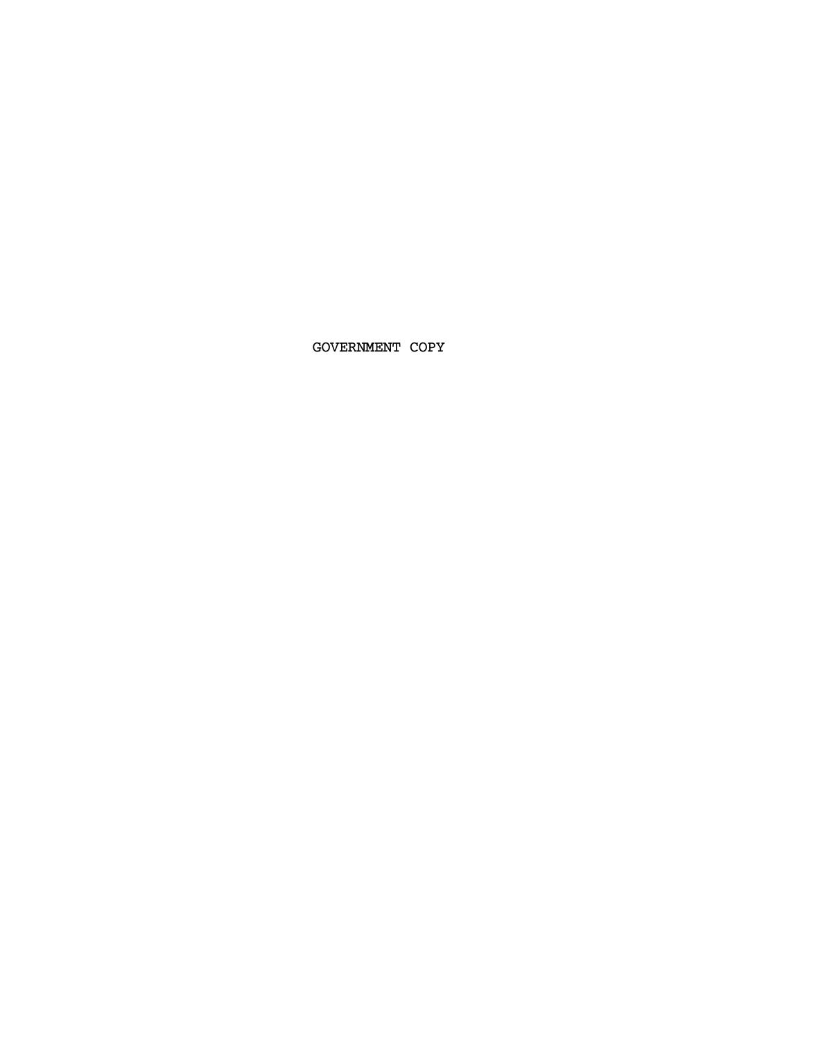GOVERNMENT COPY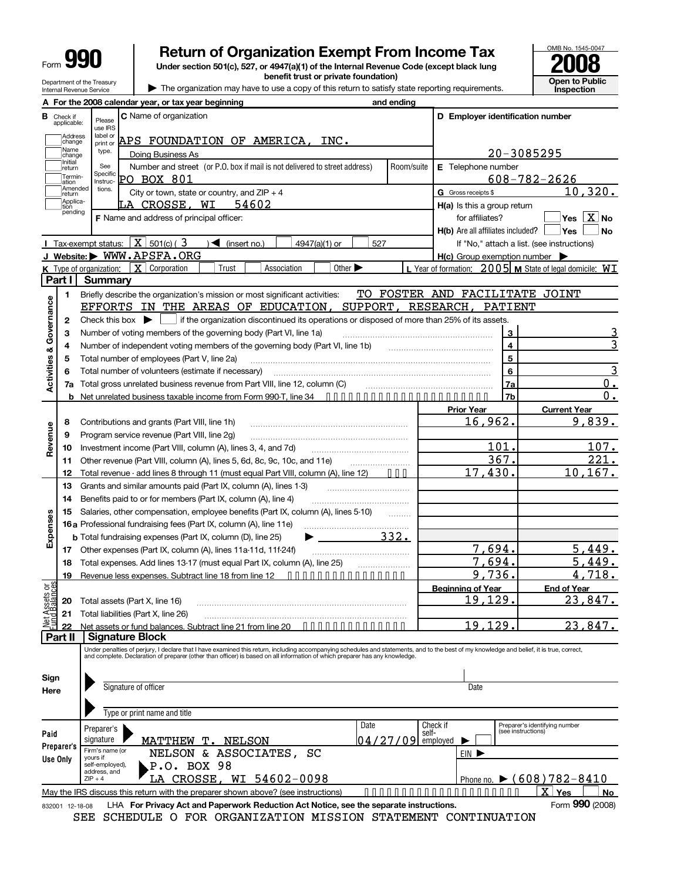# Form 990 — Return of Organization Exempt From Income Tax (2008)

Under section 501(c), 527, or 4947(a)(1) of the Internal Revenue Code (except black lung benefit trust or private foundation)

Department of the Treasury
Internal Revenue Service

▶ The organization may have to use a copy of this return to satisfy state reporting requirements.

OMB No. 1545-0047

**2008**

**Open to Public Inspection**

**A** For the 2008 calendar year, or tax year beginning and ending

**B** Check if applicable: Address change, Name change, Initial return, Termination, Amended return, Application pending

**C** Name of organization: APS FOUNDATION OF AMERICA, INC.

Doing Business As

Number and street (or P.O. box if mail is not delivered to street address) Room/suite: PO BOX 801

City or town, state or country, and ZIP + 4: LA CROSSE, WI 54602

**D** Employer identification number: 20-3085295

**E** Telephone number: 608-782-2626

**G** Gross receipts $ 10,320.

**F** Name and address of principal officer:

**H(a)** Is this a group return for affiliates? Yes [ ] No [X]

**H(b)** Are all affiliates included? Yes [ ] No [ ]
If "No," attach a list. (see instructions)

**H(c)** Group exemption number ▶

**I** Tax-exempt status: [X] 501(c) ( 3 ) ◀ (insert no.) [ ] 4947(a)(1) or [ ] 527

**J** Website: ▶ WWW.APSFA.ORG

**K** Type of organization: [X] Corporation [ ] Trust [ ] Association [ ] Other ▶

**L** Year of formation: 2005 **M** State of legal domicile: WI

## Part I Summary

**Activities & Governance**

| | | | |
|---|---|---|---|
| 1 | Briefly describe the organization's mission or most significant activities: TO FOSTER AND FACILITATE JOINT EFFORTS IN THE AREAS OF EDUCATION, SUPPORT, RESEARCH, PATIENT | | |
| 2 | Check this box ▶ [ ] if the organization discontinued its operations or disposed of more than 25% of its assets. | | |
| 3 | Number of voting members of the governing body (Part VI, line 1a) | 3 | 3 |
| 4 | Number of independent voting members of the governing body (Part VI, line 1b) | 4 | 3 |
| 5 | Total number of employees (Part V, line 2a) | 5 | |
| 6 | Total number of volunteers (estimate if necessary) | 6 | 3 |
| 7a | Total gross unrelated business revenue from Part VIII, line 12, column (C) | 7a | 0. |
| b | Net unrelated business taxable income from Form 990-T, line 34 | 7b | 0. |

| | | Prior Year | Current Year |
|---|---|---|---|
| **Revenue** | | | |
| 8 | Contributions and grants (Part VIII, line 1h) | 16,962. | 9,839. |
| 9 | Program service revenue (Part VIII, line 2g) | | |
| 10 | Investment income (Part VIII, column (A), lines 3, 4, and 7d) | 101. | 107. |
| 11 | Other revenue (Part VIII, column (A), lines 5, 6d, 8c, 9c, 10c, and 11e) | 367. | 221. |
| 12 | Total revenue - add lines 8 through 11 (must equal Part VIII, column (A), line 12) | 17,430. | 10,167. |
| **Expenses** | | | |
| 13 | Grants and similar amounts paid (Part IX, column (A), lines 1-3) | | |
| 14 | Benefits paid to or for members (Part IX, column (A), line 4) | | |
| 15 | Salaries, other compensation, employee benefits (Part IX, column (A), lines 5-10) | | |
| 16a | Professional fundraising fees (Part IX, column (A), line 11e) | | |
| b | Total fundraising expenses (Part IX, column (D), line 25) ▶ 332. | | |
| 17 | Other expenses (Part IX, column (A), lines 11a-11d, 11f-24f) | 7,694. | 5,449. |
| 18 | Total expenses. Add lines 13-17 (must equal Part IX, column (A), line 25) | 7,694. | 5,449. |
| 19 | Revenue less expenses. Subtract line 18 from line 12 | 9,736. | 4,718. |

| | | Beginning of Year | End of Year |
|---|---|---|---|
| **Net Assets or Fund Balances** | | | |
| 20 | Total assets (Part X, line 16) | 19,129. | 23,847. |
| 21 | Total liabilities (Part X, line 26) | | |
| 22 | Net assets or fund balances. Subtract line 21 from line 20 | 19,129. | 23,847. |

## Part II Signature Block

Under penalties of perjury, I declare that I have examined this return, including accompanying schedules and statements, and to the best of my knowledge and belief, it is true, correct, and complete. Declaration of preparer (other than officer) is based on all information of which preparer has any knowledge.

**Sign Here**

▶ Signature of officer — Date

▶ Type or print name and title

**Paid Preparer's Use Only**

Preparer's signature ▶ MATTHEW T. NELSON — Date 04/27/09 — Check if self-employed ▶ [ ] — Preparer's identifying number (see instructions)

Firm's name (or yours if self-employed), address, and ZIP + 4: NELSON & ASSOCIATES, SC, P.O. BOX 98, LA CROSSE, WI 54602-0098

EIN ▶

Phone no. ▶ (608)782-8410

May the IRS discuss this return with the preparer shown above? (see instructions) [X] Yes [ ] No

832001 12-18-08 LHA For Privacy Act and Paperwork Reduction Act Notice, see the separate instructions. Form **990** (2008)

SEE SCHEDULE O FOR ORGANIZATION MISSION STATEMENT CONTINUATION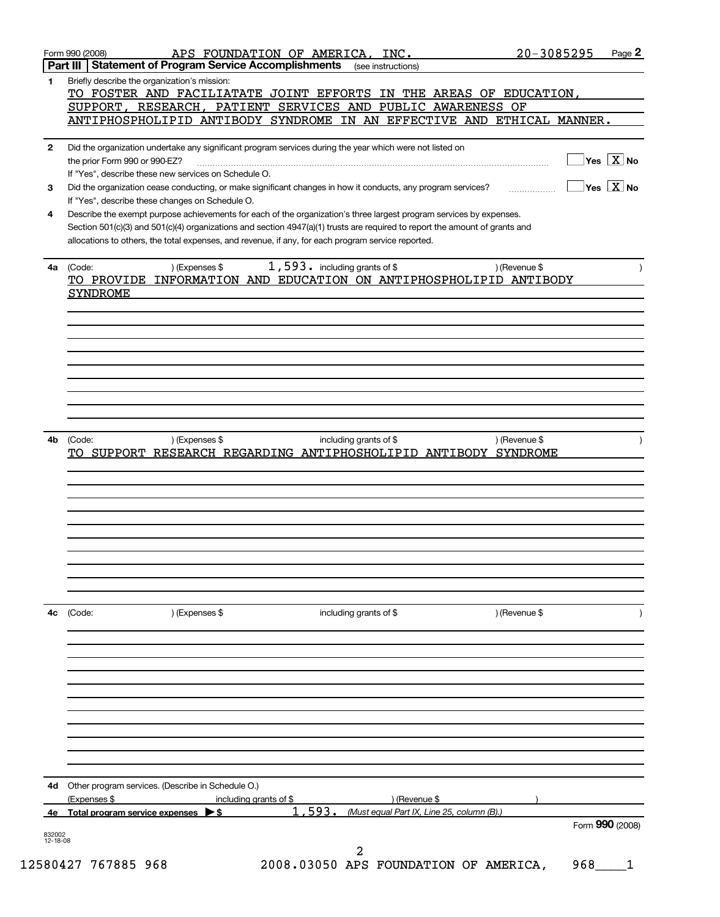Form 990 (2008) APS FOUNDATION OF AMERICA, INC. 20-3085295

## Part III Statement of Program Service Accomplishments (see instructions)

**1** Briefly describe the organization's mission:

TO FOSTER AND FACILIATATE JOINT EFFORTS IN THE AREAS OF EDUCATION, SUPPORT, RESEARCH, PATIENT SERVICES AND PUBLIC AWARENESS OF ANTIPHOSPHOLIPID ANTIBODY SYNDROME IN AN EFFECTIVE AND ETHICAL MANNER.

**2** Did the organization undertake any significant program services during the year which were not listed on the prior Form 990 or 990-EZ? ☐ Yes ☒ No

If "Yes", describe these new services on Schedule O.

**3** Did the organization cease conducting, or make significant changes in how it conducts, any program services? ☐ Yes ☒ No

If "Yes", describe these changes on Schedule O.

**4** Describe the exempt purpose achievements for each of the organization's three largest program services by expenses. Section 501(c)(3) and 501(c)(4) organizations and section 4947(a)(1) trusts are required to report the amount of grants and allocations to others, the total expenses, and revenue, if any, for each program service reported.

**4a** (Code: ) (Expenses $ 1,593. including grants of $ ) (Revenue $ )

TO PROVIDE INFORMATION AND EDUCATION ON ANTIPHOSPHOLIPID ANTIBODY SYNDROME

**4b** (Code: ) (Expenses $ including grants of $ ) (Revenue $ )

TO SUPPORT RESEARCH REGARDING ANTIPHOSHOLIPID ANTIBODY SYNDROME

**4c** (Code: ) (Expenses $ including grants of $ ) (Revenue $ )

**4d** Other program services. (Describe in Schedule O.)

(Expenses $ including grants of $ ) (Revenue $ )

**4e** **Total program service expenses** ▶ $ 1,593. *(Must equal Part IX, Line 25, column (B).)*

Form **990** (2008)

832002 12-18-08

12580427 767885 968 2008.03050 APS FOUNDATION OF AMERICA, 968____1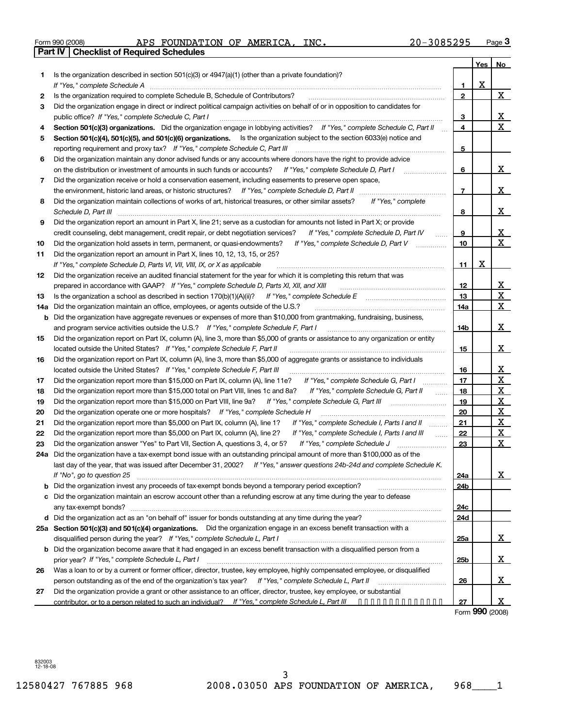Form 990 (2008) APS FOUNDATION OF AMERICA, INC. 20-3085295 Page 3

**Part IV | Checklist of Required Schedules**

| | | | Yes | No |
|---|---|---|---|---|
| 1 | Is the organization described in section 501(c)(3) or 4947(a)(1) (other than a private foundation)? *If "Yes," complete Schedule A* | 1 | X | |
| 2 | Is the organization required to complete Schedule B, Schedule of Contributors? | 2 | | X |
| 3 | Did the organization engage in direct or indirect political campaign activities on behalf of or in opposition to candidates for public office? *If "Yes," complete Schedule C, Part I* | 3 | | X |
| 4 | **Section 501(c)(3) organizations.** Did the organization engage in lobbying activities? *If "Yes," complete Schedule C, Part II* | 4 | | X |
| 5 | **Section 501(c)(4), 501(c)(5), and 501(c)(6) organizations.** Is the organization subject to the section 6033(e) notice and reporting requirement and proxy tax? *If "Yes," complete Schedule C, Part III* | 5 | | |
| 6 | Did the organization maintain any donor advised funds or any accounts where donors have the right to provide advice on the distribution or investment of amounts in such funds or accounts? *If "Yes," complete Schedule D, Part I* | 6 | | X |
| 7 | Did the organization receive or hold a conservation easement, including easements to preserve open space, the environment, historic land areas, or historic structures? *If "Yes," complete Schedule D, Part II* | 7 | | X |
| 8 | Did the organization maintain collections of works of art, historical treasures, or other similar assets? *If "Yes," complete Schedule D, Part III* | 8 | | X |
| 9 | Did the organization report an amount in Part X, line 21; serve as a custodian for amounts not listed in Part X; or provide credit counseling, debt management, credit repair, or debt negotiation services? *If "Yes," complete Schedule D, Part IV* | 9 | | X |
| 10 | Did the organization hold assets in term, permanent, or quasi-endowments? *If "Yes," complete Schedule D, Part V* | 10 | | X |
| 11 | Did the organization report an amount in Part X, lines 10, 12, 13, 15, or 25? *If "Yes," complete Schedule D, Parts VI, VII, VIII, IX, or X as applicable* | 11 | X | |
| 12 | Did the organization receive an audited financial statement for the year for which it is completing this return that was prepared in accordance with GAAP? *If "Yes," complete Schedule D, Parts XI, XII, and XIII* | 12 | | X |
| 13 | Is the organization a school as described in section 170(b)(1)(A)(ii)? *If "Yes," complete Schedule E* | 13 | | X |
| 14a | Did the organization maintain an office, employees, or agents outside of the U.S.? | 14a | | X |
| b | Did the organization have aggregate revenues or expenses of more than $10,000 from grantmaking, fundraising, business, and program service activities outside the U.S.? *If "Yes," complete Schedule F, Part I* | 14b | | X |
| 15 | Did the organization report on Part IX, column (A), line 3, more than $5,000 of grants or assistance to any organization or entity located outside the United States? *If "Yes," complete Schedule F, Part II* | 15 | | X |
| 16 | Did the organization report on Part IX, column (A), line 3, more than $5,000 of aggregate grants or assistance to individuals located outside the United States? *If "Yes," complete Schedule F, Part III* | 16 | | X |
| 17 | Did the organization report more than $15,000 on Part IX, column (A), line 11e? *If "Yes," complete Schedule G, Part I* | 17 | | X |
| 18 | Did the organization report more than $15,000 total on Part VIII, lines 1c and 8a? *If "Yes," complete Schedule G, Part II* | 18 | | X |
| 19 | Did the organization report more than $15,000 on Part VIII, line 9a? *If "Yes," complete Schedule G, Part III* | 19 | | X |
| 20 | Did the organization operate one or more hospitals? *If "Yes," complete Schedule H* | 20 | | X |
| 21 | Did the organization report more than $5,000 on Part IX, column (A), line 1? *If "Yes," complete Schedule I, Parts I and II* | 21 | | X |
| 22 | Did the organization report more than $5,000 on Part IX, column (A), line 2? *If "Yes," complete Schedule I, Parts I and III* | 22 | | X |
| 23 | Did the organization answer "Yes" to Part VII, Section A, questions 3, 4, or 5? *If "Yes," complete Schedule J* | 23 | | X |
| 24a | Did the organization have a tax-exempt bond issue with an outstanding principal amount of more than $100,000 as of the last day of the year, that was issued after December 31, 2002? *If "Yes," answer questions 24b-24d and complete Schedule K. If "No", go to question 25* | 24a | | X |
| b | Did the organization invest any proceeds of tax-exempt bonds beyond a temporary period exception? | 24b | | |
| c | Did the organization maintain an escrow account other than a refunding escrow at any time during the year to defease any tax-exempt bonds? | 24c | | |
| d | Did the organization act as an "on behalf of" issuer for bonds outstanding at any time during the year? | 24d | | |
| 25a | **Section 501(c)(3) and 501(c)(4) organizations.** Did the organization engage in an excess benefit transaction with a disqualified person during the year? *If "Yes," complete Schedule L, Part I* | 25a | | X |
| b | Did the organization become aware that it had engaged in an excess benefit transaction with a disqualified person from a prior year? *If "Yes," complete Schedule L, Part I* | 25b | | X |
| 26 | Was a loan to or by a current or former officer, director, trustee, key employee, highly compensated employee, or disqualified person outstanding as of the end of the organization's tax year? *If "Yes," complete Schedule L, Part II* | 26 | | X |
| 27 | Did the organization provide a grant or other assistance to an officer, director, trustee, key employee, or substantial contributor, or to a person related to such an individual? *If "Yes," complete Schedule L, Part III* | 27 | | X |

Form **990** (2008)

832003 12-18-08

12580427 767885 968 2008.03050 APS FOUNDATION OF AMERICA, 968____1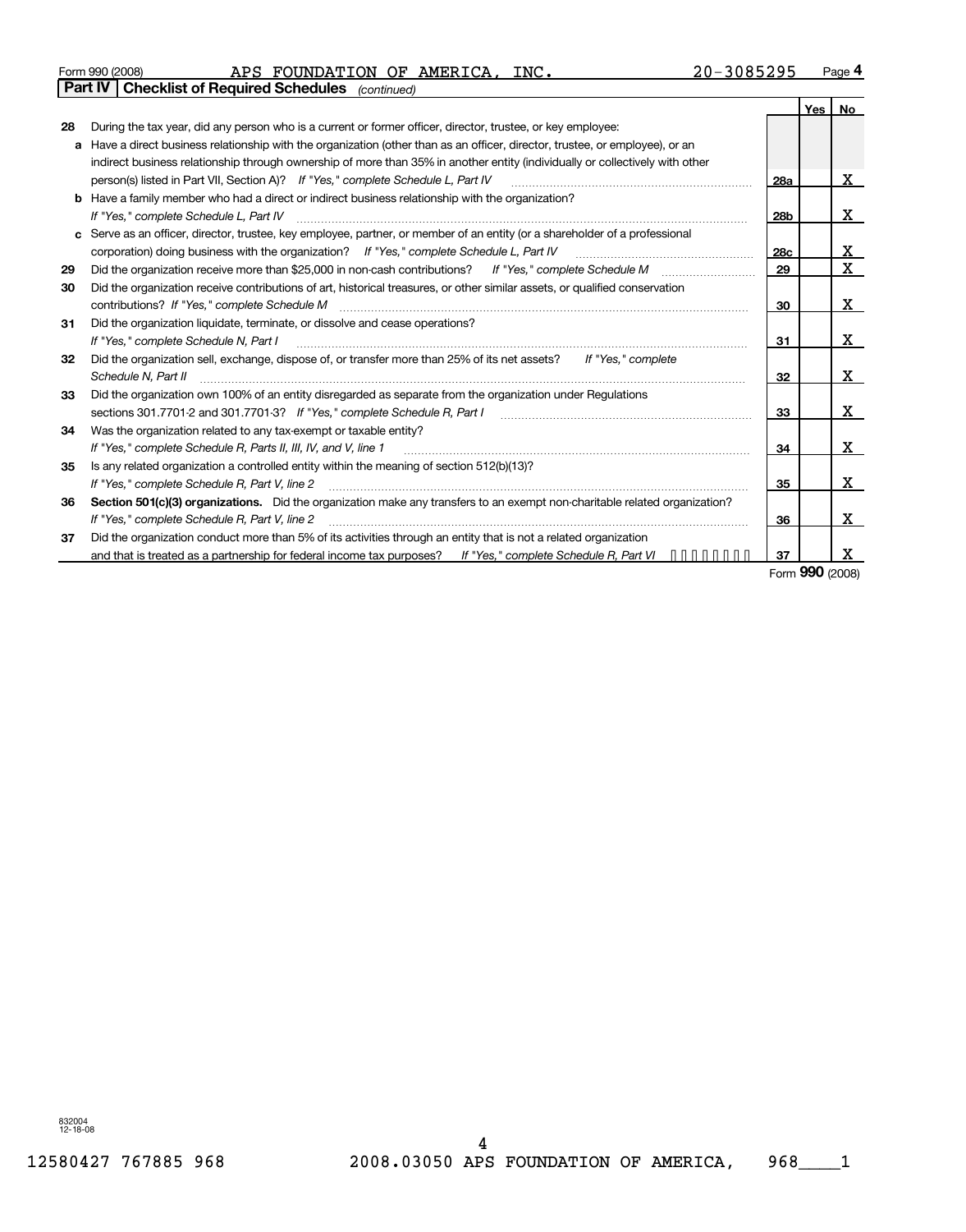Form 990 (2008) APS FOUNDATION OF AMERICA, INC. 20-3085295 Page 4

**Part IV | Checklist of Required Schedules** *(continued)*

| | | | Yes | No |
|---|---|---|---|---|
| **28** | During the tax year, did any person who is a current or former officer, director, trustee, or key employee: | | | |
| **a** | Have a direct business relationship with the organization (other than as an officer, director, trustee, or employee), or an indirect business relationship through ownership of more than 35% in another entity (individually or collectively with other person(s) listed in Part VII, Section A)? *If "Yes," complete Schedule L, Part IV* | 28a | | X |
| **b** | Have a family member who had a direct or indirect business relationship with the organization? *If "Yes," complete Schedule L, Part IV* | 28b | | X |
| **c** | Serve as an officer, director, trustee, key employee, partner, or member of an entity (or a shareholder of a professional corporation) doing business with the organization? *If "Yes," complete Schedule L, Part IV* | 28c | | X |
| **29** | Did the organization receive more than $25,000 in non-cash contributions? *If "Yes," complete Schedule M* | 29 | | X |
| **30** | Did the organization receive contributions of art, historical treasures, or other similar assets, or qualified conservation contributions? *If "Yes," complete Schedule M* | 30 | | X |
| **31** | Did the organization liquidate, terminate, or dissolve and cease operations? *If "Yes," complete Schedule N, Part I* | 31 | | X |
| **32** | Did the organization sell, exchange, dispose of, or transfer more than 25% of its net assets? *If "Yes," complete Schedule N, Part II* | 32 | | X |
| **33** | Did the organization own 100% of an entity disregarded as separate from the organization under Regulations sections 301.7701-2 and 301.7701-3? *If "Yes," complete Schedule R, Part I* | 33 | | X |
| **34** | Was the organization related to any tax-exempt or taxable entity? *If "Yes," complete Schedule R, Parts II, III, IV, and V, line 1* | 34 | | X |
| **35** | Is any related organization a controlled entity within the meaning of section 512(b)(13)? *If "Yes," complete Schedule R, Part V, line 2* | 35 | | X |
| **36** | **Section 501(c)(3) organizations.** Did the organization make any transfers to an exempt non-charitable related organization? *If "Yes," complete Schedule R, Part V, line 2* | 36 | | X |
| **37** | Did the organization conduct more than 5% of its activities through an entity that is not a related organization and that is treated as a partnership for federal income tax purposes? *If "Yes," complete Schedule R, Part VI* | 37 | | X |

Form **990** (2008)

832004
12-18-08

12580427 767885 968 2008.03050 APS FOUNDATION OF AMERICA, 968____1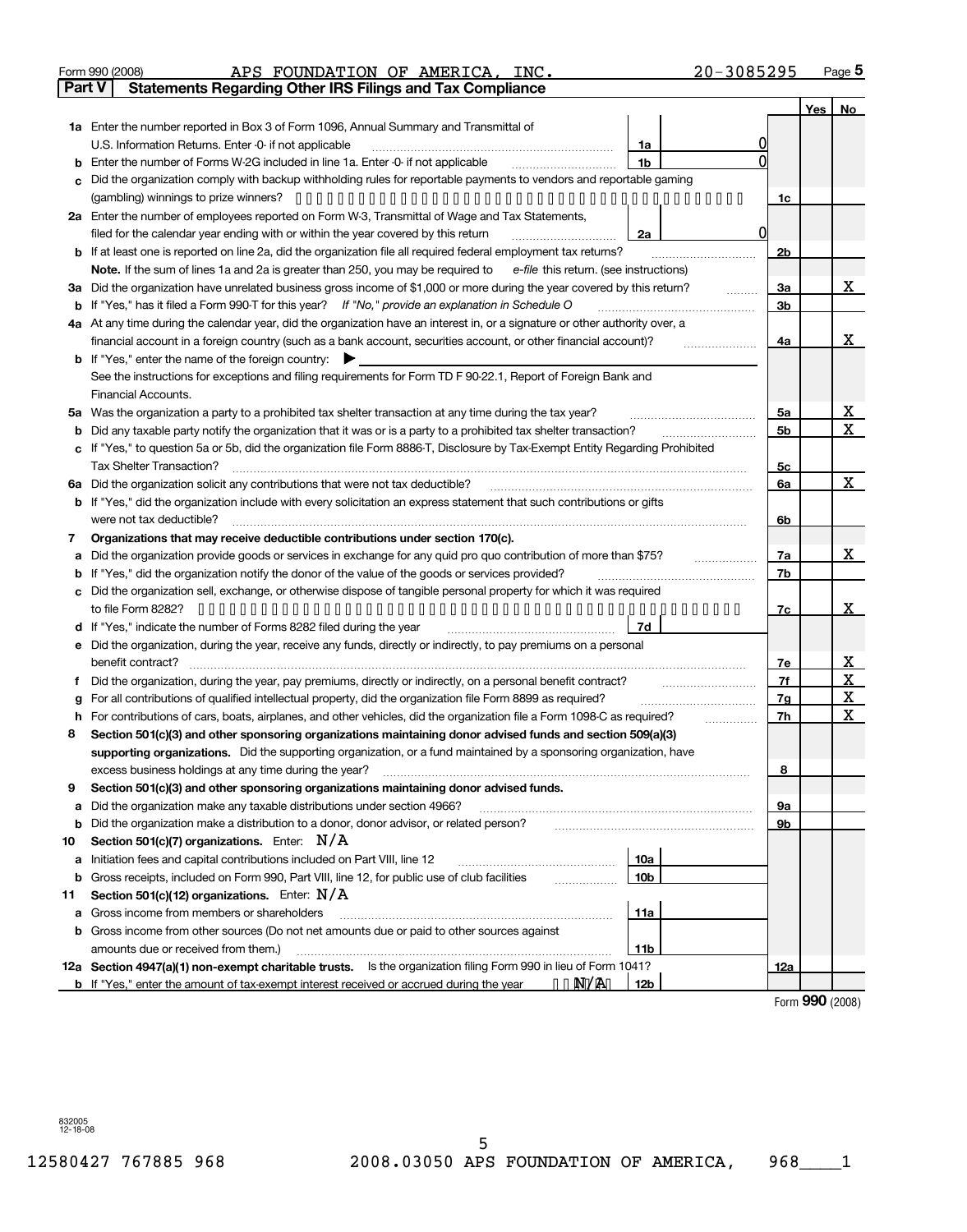Form 990 (2008) APS FOUNDATION OF AMERICA, INC. 20-3085295 Page 5

## Part V Statements Regarding Other IRS Filings and Tax Compliance

| | | | | | Yes | No |
|---|---|---|---|---|---|---|
| **1a** | Enter the number reported in Box 3 of Form 1096, Annual Summary and Transmittal of U.S. Information Returns. Enter -0- if not applicable | 1a | 0 | | | |
| **b** | Enter the number of Forms W-2G included in line 1a. Enter -0- if not applicable | 1b | 0 | | | |
| **c** | Did the organization comply with backup withholding rules for reportable payments to vendors and reportable gaming (gambling) winnings to prize winners? | | | 1c | | |
| **2a** | Enter the number of employees reported on Form W-3, Transmittal of Wage and Tax Statements, filed for the calendar year ending with or within the year covered by this return | 2a | 0 | | | |
| **b** | If at least one is reported on line 2a, did the organization file all required federal employment tax returns? | | | 2b | | |
| | **Note.** If the sum of lines 1a and 2a is greater than 250, you may be required to *e-file* this return. (see instructions) | | | | | |
| **3a** | Did the organization have unrelated business gross income of $1,000 or more during the year covered by this return? | | | 3a | | X |
| **b** | If "Yes," has it filed a Form 990-T for this year? *If "No," provide an explanation in Schedule O* | | | 3b | | |
| **4a** | At any time during the calendar year, did the organization have an interest in, or a signature or other authority over, a financial account in a foreign country (such as a bank account, securities account, or other financial account)? | | | 4a | | X |
| **b** | If "Yes," enter the name of the foreign country: ▶ | | | | | |
| | See the instructions for exceptions and filing requirements for Form TD F 90-22.1, Report of Foreign Bank and Financial Accounts. | | | | | |
| **5a** | Was the organization a party to a prohibited tax shelter transaction at any time during the tax year? | | | 5a | | X |
| **b** | Did any taxable party notify the organization that it was or is a party to a prohibited tax shelter transaction? | | | 5b | | X |
| **c** | If "Yes," to question 5a or 5b, did the organization file Form 8886-T, Disclosure by Tax-Exempt Entity Regarding Prohibited Tax Shelter Transaction? | | | 5c | | |
| **6a** | Did the organization solicit any contributions that were not tax deductible? | | | 6a | | X |
| **b** | If "Yes," did the organization include with every solicitation an express statement that such contributions or gifts were not tax deductible? | | | 6b | | |
| **7** | **Organizations that may receive deductible contributions under section 170(c).** | | | | | |
| **a** | Did the organization provide goods or services in exchange for any quid pro quo contribution of more than $75? | | | 7a | | X |
| **b** | If "Yes," did the organization notify the donor of the value of the goods or services provided? | | | 7b | | |
| **c** | Did the organization sell, exchange, or otherwise dispose of tangible personal property for which it was required to file Form 8282? | | | 7c | | X |
| **d** | If "Yes," indicate the number of Forms 8282 filed during the year | 7d | | | | |
| **e** | Did the organization, during the year, receive any funds, directly or indirectly, to pay premiums on a personal benefit contract? | | | 7e | | X |
| **f** | Did the organization, during the year, pay premiums, directly or indirectly, on a personal benefit contract? | | | 7f | | X |
| **g** | For all contributions of qualified intellectual property, did the organization file Form 8899 as required? | | | 7g | | X |
| **h** | For contributions of cars, boats, airplanes, and other vehicles, did the organization file a Form 1098-C as required? | | | 7h | | X |
| **8** | **Section 501(c)(3) and other sponsoring organizations maintaining donor advised funds and section 509(a)(3) supporting organizations.** Did the supporting organization, or a fund maintained by a sponsoring organization, have excess business holdings at any time during the year? | | | 8 | | |
| **9** | **Section 501(c)(3) and other sponsoring organizations maintaining donor advised funds.** | | | | | |
| **a** | Did the organization make any taxable distributions under section 4966? | | | 9a | | |
| **b** | Did the organization make a distribution to a donor, donor advisor, or related person? | | | 9b | | |
| **10** | **Section 501(c)(7) organizations.** Enter: N/A | | | | | |
| **a** | Initiation fees and capital contributions included on Part VIII, line 12 | 10a | | | | |
| **b** | Gross receipts, included on Form 990, Part VIII, line 12, for public use of club facilities | 10b | | | | |
| **11** | **Section 501(c)(12) organizations.** Enter: N/A | | | | | |
| **a** | Gross income from members or shareholders | 11a | | | | |
| **b** | Gross income from other sources (Do not net amounts due or paid to other sources against amounts due or received from them.) | 11b | | | | |
| **12a** | **Section 4947(a)(1) non-exempt charitable trusts.** Is the organization filing Form 990 in lieu of Form 1041? | | | 12a | | |
| **b** | If "Yes," enter the amount of tax-exempt interest received or accrued during the year N/A | 12b | | | | |

Form **990** (2008)

832005 12-18-08

12580427 767885 968 2008.03050 APS FOUNDATION OF AMERICA, 968____1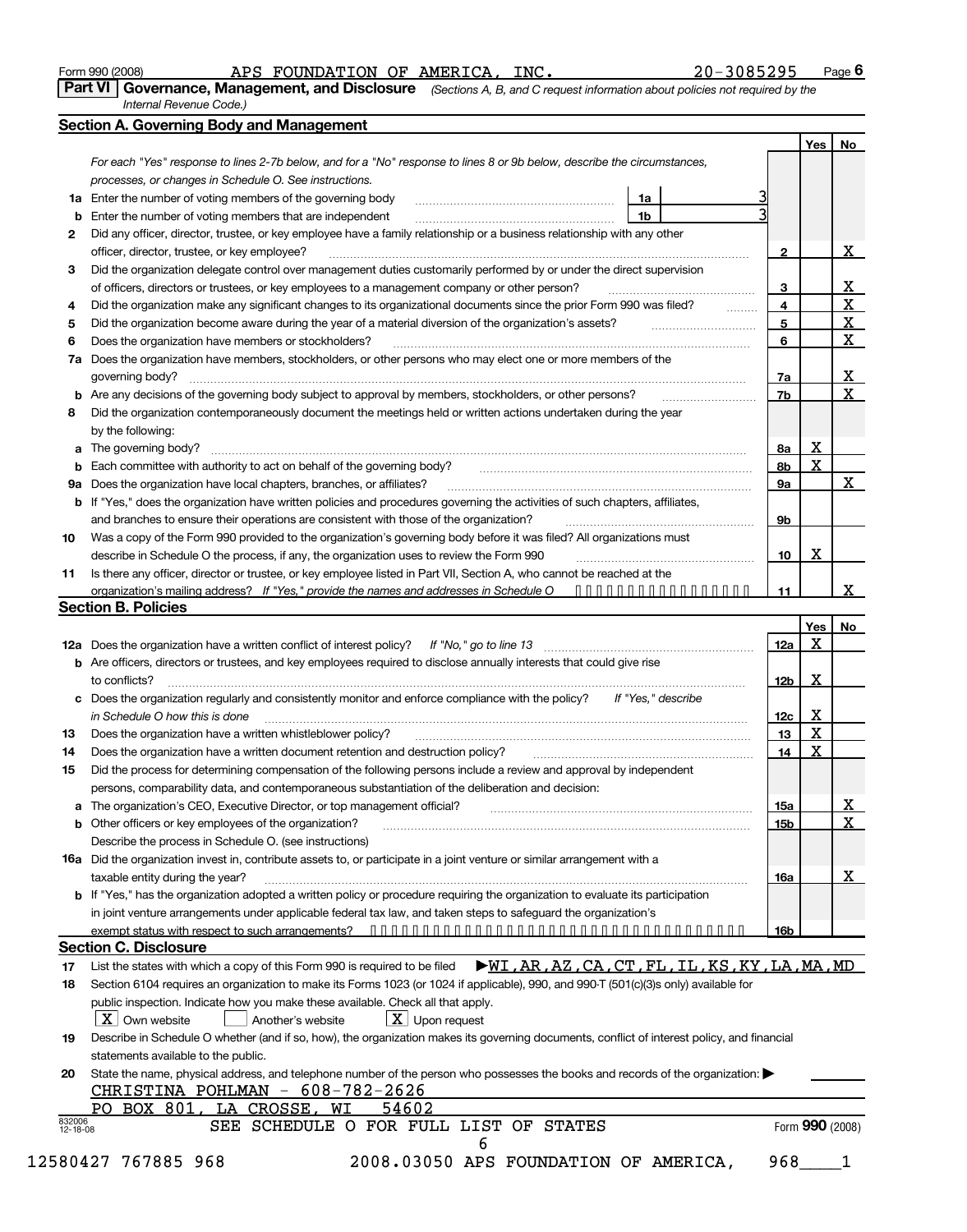Form 990 (2008) APS FOUNDATION OF AMERICA, INC. 20-3085295 Page **6**

## Part VI Governance, Management, and Disclosure

*(Sections A, B, and C request information about policies not required by the Internal Revenue Code.)*

### Section A. Governing Body and Management

*For each "Yes" response to lines 2-7b below, and for a "No" response to lines 8 or 9b below, describe the circumstances, processes, or changes in Schedule O. See instructions.*

| | | | Yes | No |
|---|---|---|---|---|
| **1a** | Enter the number of voting members of the governing body ... **1a** 3 | | | |
| **b** | Enter the number of voting members that are independent ... **1b** 3 | | | |
| **2** | Did any officer, director, trustee, or key employee have a family relationship or a business relationship with any other officer, director, trustee, or key employee? | **2** | | X |
| **3** | Did the organization delegate control over management duties customarily performed by or under the direct supervision of officers, directors or trustees, or key employees to a management company or other person? | **3** | | X |
| **4** | Did the organization make any significant changes to its organizational documents since the prior Form 990 was filed? | **4** | | X |
| **5** | Did the organization become aware during the year of a material diversion of the organization's assets? | **5** | | X |
| **6** | Does the organization have members or stockholders? | **6** | | X |
| **7a** | Does the organization have members, stockholders, or other persons who may elect one or more members of the governing body? | **7a** | | X |
| **b** | Are any decisions of the governing body subject to approval by members, stockholders, or other persons? | **7b** | | X |
| **8** | Did the organization contemporaneously document the meetings held or written actions undertaken during the year by the following: | | | |
| **a** | The governing body? | **8a** | X | |
| **b** | Each committee with authority to act on behalf of the governing body? | **8b** | X | |
| **9a** | Does the organization have local chapters, branches, or affiliates? | **9a** | | X |
| **b** | If "Yes," does the organization have written policies and procedures governing the activities of such chapters, affiliates, and branches to ensure their operations are consistent with those of the organization? | **9b** | | |
| **10** | Was a copy of the Form 990 provided to the organization's governing body before it was filed? All organizations must describe in Schedule O the process, if any, the organization uses to review the Form 990 | **10** | X | |
| **11** | Is there any officer, director or trustee, or key employee listed in Part VII, Section A, who cannot be reached at the organization's mailing address? *If "Yes," provide the names and addresses in Schedule O* | **11** | | X |

### Section B. Policies

| | | | Yes | No |
|---|---|---|---|---|
| **12a** | Does the organization have a written conflict of interest policy? *If "No," go to line 13* | **12a** | X | |
| **b** | Are officers, directors or trustees, and key employees required to disclose annually interests that could give rise to conflicts? | **12b** | X | |
| **c** | Does the organization regularly and consistently monitor and enforce compliance with the policy? *If "Yes," describe in Schedule O how this is done* | **12c** | X | |
| **13** | Does the organization have a written whistleblower policy? | **13** | X | |
| **14** | Does the organization have a written document retention and destruction policy? | **14** | X | |
| **15** | Did the process for determining compensation of the following persons include a review and approval by independent persons, comparability data, and contemporaneous substantiation of the deliberation and decision: | | | |
| **a** | The organization's CEO, Executive Director, or top management official? | **15a** | | X |
| **b** | Other officers or key employees of the organization? | **15b** | | X |
| | Describe the process in Schedule O. (see instructions) | | | |
| **16a** | Did the organization invest in, contribute assets to, or participate in a joint venture or similar arrangement with a taxable entity during the year? | **16a** | | X |
| **b** | If "Yes," has the organization adopted a written policy or procedure requiring the organization to evaluate its participation in joint venture arrangements under applicable federal tax law, and taken steps to safeguard the organization's exempt status with respect to such arrangements? | **16b** | | |

### Section C. Disclosure

**17** List the states with which a copy of this Form 990 is required to be filed ▶ WI,AR,AZ,CA,CT,FL,IL,KS,KY,LA,MA,MD

**18** Section 6104 requires an organization to make its Forms 1023 (or 1024 if applicable), 990, and 990-T (501(c)(3)s only) available for public inspection. Indicate how you make these available. Check all that apply.

[X] Own website [ ] Another's website [X] Upon request

**19** Describe in Schedule O whether (and if so, how), the organization makes its governing documents, conflict of interest policy, and financial statements available to the public.

**20** State the name, physical address, and telephone number of the person who possesses the books and records of the organization: ▶

CHRISTINA POHLMAN - 608-782-2626
PO BOX 801, LA CROSSE, WI 54602

SEE SCHEDULE O FOR FULL LIST OF STATES

Form **990** (2008)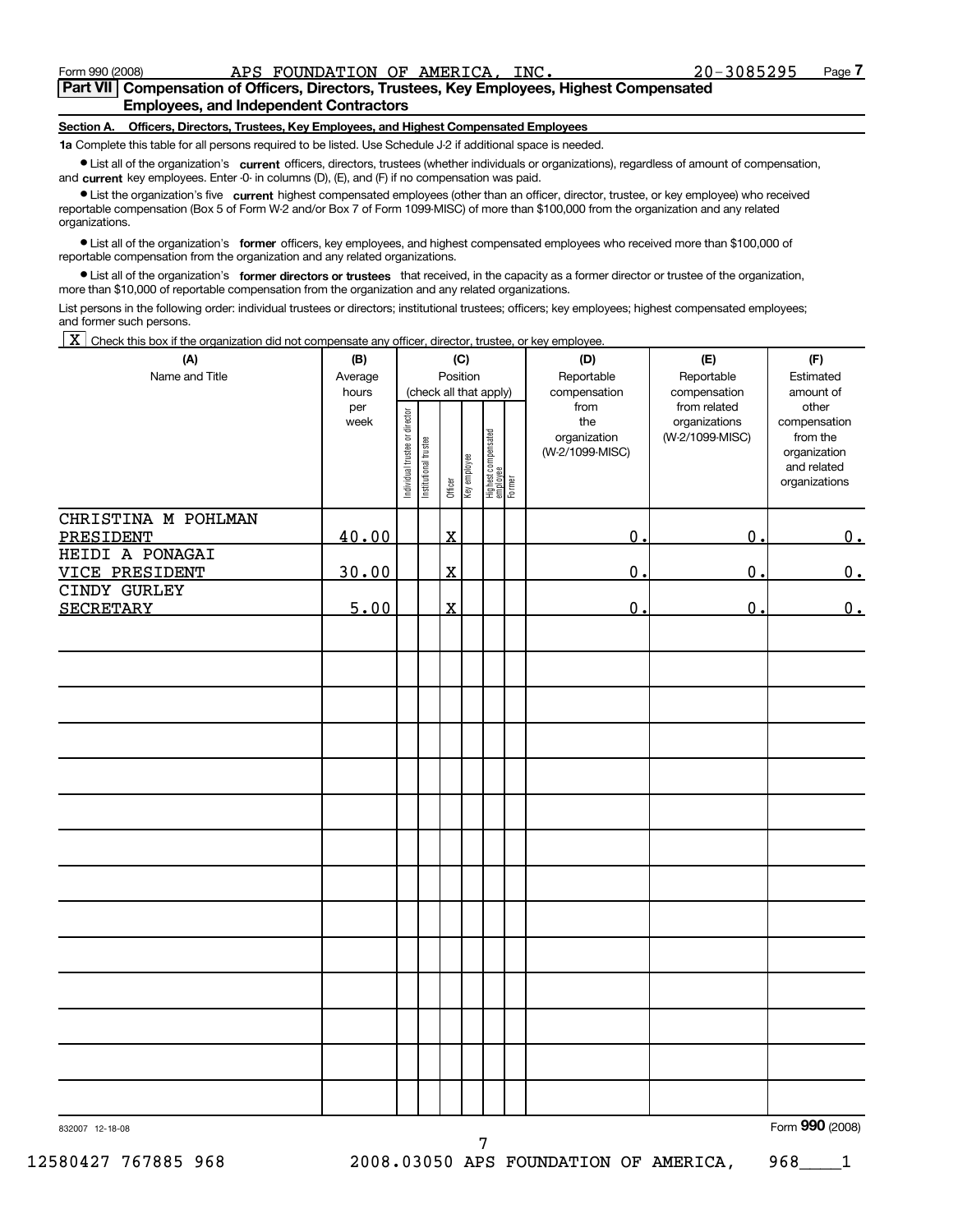Form 990 (2008) APS FOUNDATION OF AMERICA, INC. 20-3085295 Page 7

## Part VII Compensation of Officers, Directors, Trustees, Key Employees, Highest Compensated Employees, and Independent Contractors

**Section A. Officers, Directors, Trustees, Key Employees, and Highest Compensated Employees**

**1a** Complete this table for all persons required to be listed. Use Schedule J-2 if additional space is needed.

- List all of the organization's **current** officers, directors, trustees (whether individuals or organizations), regardless of amount of compensation, and **current** key employees. Enter -0- in columns (D), (E), and (F) if no compensation was paid.
- List the organization's five **current** highest compensated employees (other than an officer, director, trustee, or key employee) who received reportable compensation (Box 5 of Form W-2 and/or Box 7 of Form 1099-MISC) of more than $100,000 from the organization and any related organizations.
- List all of the organization's **former** officers, key employees, and highest compensated employees who received more than $100,000 of reportable compensation from the organization and any related organizations.
- List all of the organization's **former directors or trustees** that received, in the capacity as a former director or trustee of the organization, more than $10,000 of reportable compensation from the organization and any related organizations.

List persons in the following order: individual trustees or directors; institutional trustees; officers; key employees; highest compensated employees; and former such persons.

[X] Check this box if the organization did not compensate any officer, director, trustee, or key employee.

| (A) Name and Title | (B) Average hours per week | (C) Position (check all that apply): Individual trustee or director | Institutional trustee | Officer | Key employee | Highest compensated employee | Former | (D) Reportable compensation from the organization (W-2/1099-MISC) | (E) Reportable compensation from related organizations (W-2/1099-MISC) | (F) Estimated amount of other compensation from the organization and related organizations |
|---|---|---|---|---|---|---|---|---|---|---|
| CHRISTINA M POHLMAN PRESIDENT | 40.00 | | | X | | | | 0. | 0. | 0. |
| HEIDI A PONAGAI VICE PRESIDENT | 30.00 | | | X | | | | 0. | 0. | 0. |
| CINDY GURLEY SECRETARY | 5.00 | | | X | | | | 0. | 0. | 0. |

832007 12-18-08

Form **990** (2008)

12580427 767885 968 2008.03050 APS FOUNDATION OF AMERICA, 968____1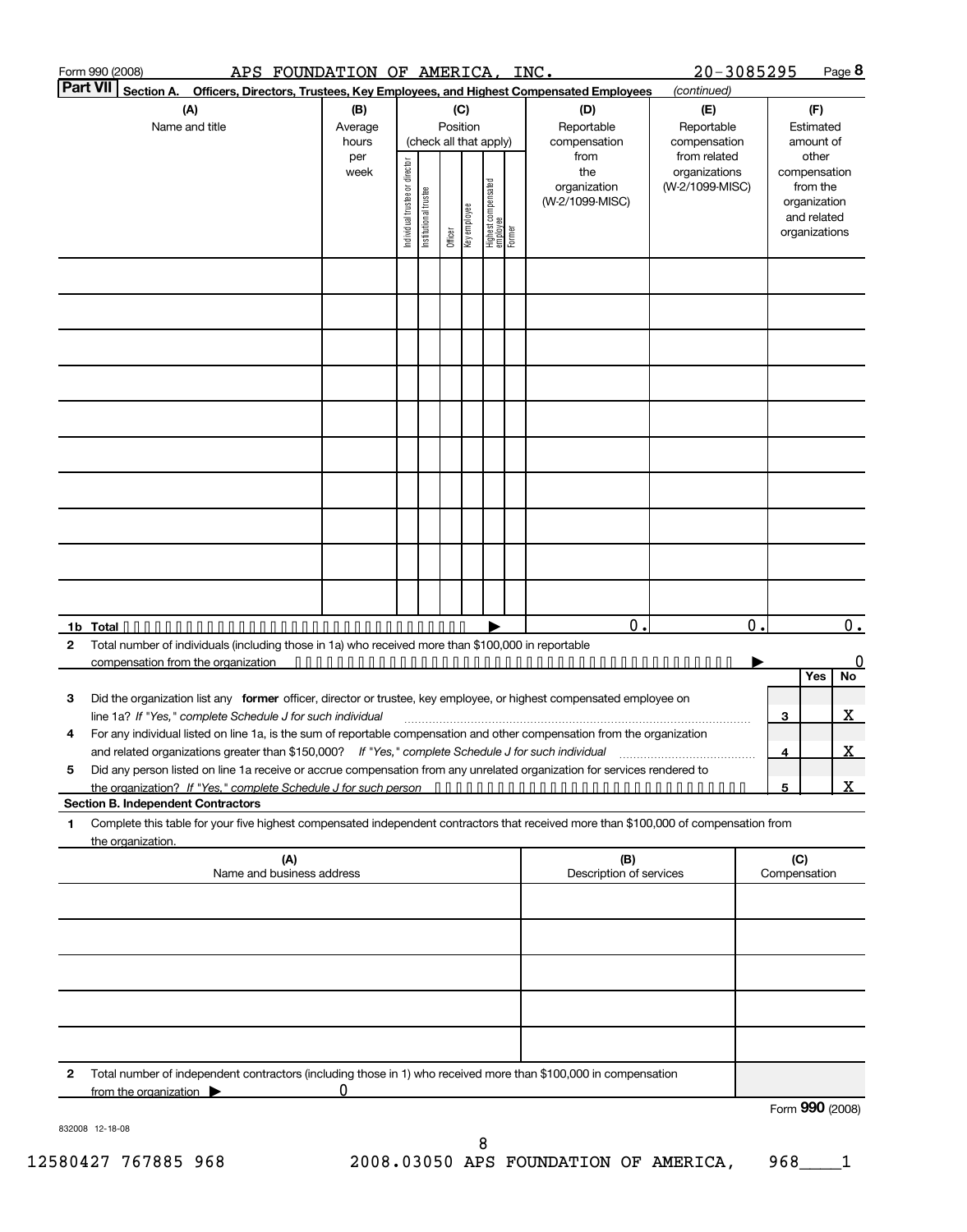Form 990 (2008) APS FOUNDATION OF AMERICA, INC. 20-3085295 Page **8**

## Part VII Section A. Officers, Directors, Trustees, Key Employees, and Highest Compensated Employees *(continued)*

| (A) Name and title | (B) Average hours per week | (C) Position (check all that apply): Individual trustee or director | Institutional trustee | Officer | Key employee | Highest compensated employee | Former | (D) Reportable compensation from the organization (W-2/1099-MISC) | (E) Reportable compensation from related organizations (W-2/1099-MISC) | (F) Estimated amount of other compensation from the organization and related organizations |
|---|---|---|---|---|---|---|---|---|---|---|
| | | | | | | | | | | |
| | | | | | | | | | | |
| | | | | | | | | | | |
| | | | | | | | | | | |
| | | | | | | | | | | |
| | | | | | | | | | | |
| | | | | | | | | | | |
| | | | | | | | | | | |
| | | | | | | | | | | |
| | | | | | | | | | | |
| **1b Total** | | | | | | | | 0. | 0. | 0. |

**2** Total number of individuals (including those in 1a) who received more than $100,000 in reportable compensation from the organization ▶ 0

| | | Yes | No |
|---|---|---|---|
| **3** Did the organization list any **former** officer, director or trustee, key employee, or highest compensated employee on line 1a? *If "Yes," complete Schedule J for such individual* | 3 | | X |
| **4** For any individual listed on line 1a, is the sum of reportable compensation and other compensation from the organization and related organizations greater than $150,000? *If "Yes," complete Schedule J for such individual* | 4 | | X |
| **5** Did any person listed on line 1a receive or accrue compensation from any unrelated organization for services rendered to the organization? *If "Yes," complete Schedule J for such person* | 5 | | X |

### Section B. Independent Contractors

**1** Complete this table for your five highest compensated independent contractors that received more than $100,000 of compensation from the organization.

| (A) Name and business address | (B) Description of services | (C) Compensation |
|---|---|---|
| | | |
| | | |
| | | |
| | | |
| | | |

**2** Total number of independent contractors (including those in 1) who received more than $100,000 in compensation from the organization ▶ 0

Form **990** (2008)

832008 12-18-08

12580427 767885 968 2008.03050 APS FOUNDATION OF AMERICA, 968____1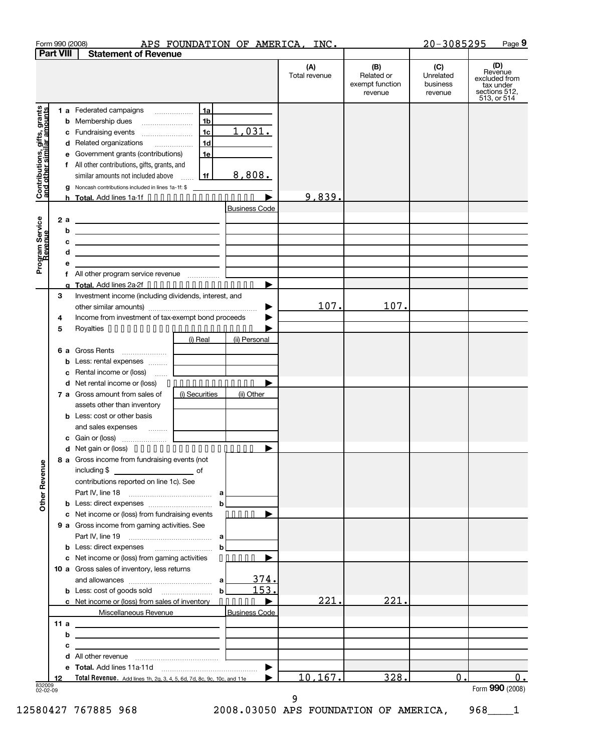Form 990 (2008) APS FOUNDATION OF AMERICA, INC. 20-3085295 Page 9

## Part VIII Statement of Revenue

| | | (A) Total revenue | (B) Related or exempt function revenue | (C) Unrelated business revenue | (D) Revenue excluded from tax under sections 512, 513, or 514 |
|---|---|---|---|---|---|
| **Contributions, gifts, grants and other similar amounts** | | | | | |
| 1 a Federated campaigns | 1a | | | | |
| b Membership dues | 1b | | | | |
| c Fundraising events | 1c 1,031. | | | | |
| d Related organizations | 1d | | | | |
| e Government grants (contributions) | 1e | | | | |
| f All other contributions, gifts, grants, and similar amounts not included above | 1f 8,808. | | | | |
| g Noncash contributions included in lines 1a-1f: $ | | | | | |
| h **Total.** Add lines 1a-1f | | 9,839. | | | |
| **Program Service Revenue** | Business Code | | | | |
| 2 a | | | | | |
| b | | | | | |
| c | | | | | |
| d | | | | | |
| e | | | | | |
| f All other program service revenue | | | | | |
| g **Total.** Add lines 2a-2f | | | | | |
| **Other Revenue** | | | | | |
| 3 Investment income (including dividends, interest, and other similar amounts) | | 107. | 107. | | |
| 4 Income from investment of tax-exempt bond proceeds | | | | | |
| 5 Royalties | | | | | |
| | (i) Real / (ii) Personal | | | | |
| 6 a Gross Rents | | | | | |
| b Less: rental expenses | | | | | |
| c Rental income or (loss) | | | | | |
| d Net rental income or (loss) | | | | | |
| 7 a Gross amount from sales of assets other than inventory | (i) Securities / (ii) Other | | | | |
| b Less: cost or other basis and sales expenses | | | | | |
| c Gain or (loss) | | | | | |
| d Net gain or (loss) | | | | | |
| 8 a Gross income from fundraising events (not including $ ______ of contributions reported on line 1c). See Part IV, line 18 | a | | | | |
| b Less: direct expenses | b | | | | |
| c Net income or (loss) from fundraising events | | | | | |
| 9 a Gross income from gaming activities. See Part IV, line 19 | a | | | | |
| b Less: direct expenses | b | | | | |
| c Net income or (loss) from gaming activities | | | | | |
| 10 a Gross sales of inventory, less returns and allowances | a 374. | | | | |
| b Less: cost of goods sold | b 153. | | | | |
| c Net income or (loss) from sales of inventory | | 221. | 221. | | |
| Miscellaneous Revenue | Business Code | | | | |
| 11 a | | | | | |
| b | | | | | |
| c | | | | | |
| d All other revenue | | | | | |
| e **Total.** Add lines 11a-11d | | | | | |
| 12 **Total Revenue.** Add lines 1h, 2g, 3, 4, 5, 6d, 7d, 8c, 9c, 10c, and 11e | | 10,167. | 328. | 0. | 0. |

832009 02-02-09

Form **990** (2008)

12580427 767885 968 2008.03050 APS FOUNDATION OF AMERICA, 968____1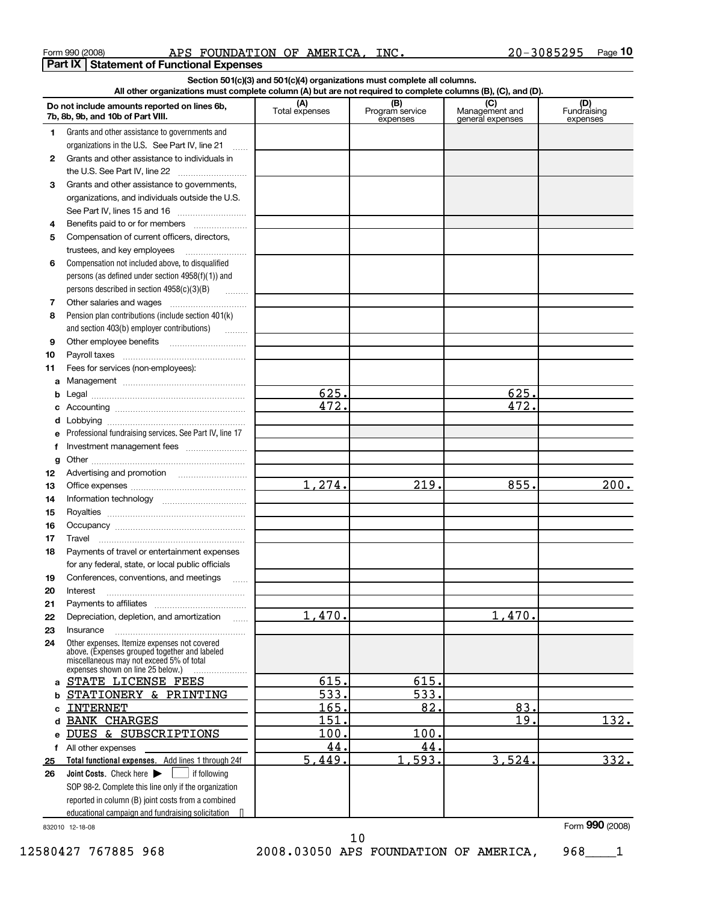Form 990 (2008) APS FOUNDATION OF AMERICA, INC. 20-3085295

## Part IX Statement of Functional Expenses

**Section 501(c)(3) and 501(c)(4) organizations must complete all columns.**
**All other organizations must complete column (A) but are not required to complete columns (B), (C), and (D).**

| | Do not include amounts reported on lines 6b, 7b, 8b, 9b, and 10b of Part VIII. | (A) Total expenses | (B) Program service expenses | (C) Management and general expenses | (D) Fundraising expenses |
|---|---|---|---|---|---|
| 1 | Grants and other assistance to governments and organizations in the U.S. See Part IV, line 21 | | | | |
| 2 | Grants and other assistance to individuals in the U.S. See Part IV, line 22 | | | | |
| 3 | Grants and other assistance to governments, organizations, and individuals outside the U.S. See Part IV, lines 15 and 16 | | | | |
| 4 | Benefits paid to or for members | | | | |
| 5 | Compensation of current officers, directors, trustees, and key employees | | | | |
| 6 | Compensation not included above, to disqualified persons (as defined under section 4958(f)(1)) and persons described in section 4958(c)(3)(B) | | | | |
| 7 | Other salaries and wages | | | | |
| 8 | Pension plan contributions (include section 401(k) and section 403(b) employer contributions) | | | | |
| 9 | Other employee benefits | | | | |
| 10 | Payroll taxes | | | | |
| 11 | Fees for services (non-employees): | | | | |
| a | Management | | | | |
| b | Legal | 625. | | 625. | |
| c | Accounting | 472. | | 472. | |
| d | Lobbying | | | | |
| e | Professional fundraising services. See Part IV, line 17 | | | | |
| f | Investment management fees | | | | |
| g | Other | | | | |
| 12 | Advertising and promotion | | | | |
| 13 | Office expenses | 1,274. | 219. | 855. | 200. |
| 14 | Information technology | | | | |
| 15 | Royalties | | | | |
| 16 | Occupancy | | | | |
| 17 | Travel | | | | |
| 18 | Payments of travel or entertainment expenses for any federal, state, or local public officials | | | | |
| 19 | Conferences, conventions, and meetings | | | | |
| 20 | Interest | | | | |
| 21 | Payments to affiliates | | | | |
| 22 | Depreciation, depletion, and amortization | 1,470. | | 1,470. | |
| 23 | Insurance | | | | |
| 24 | Other expenses. Itemize expenses not covered above. (Expenses grouped together and labeled miscellaneous may not exceed 5% of total expenses shown on line 25 below.) | | | | |
| a | STATE LICENSE FEES | 615. | 615. | | |
| b | STATIONERY & PRINTING | 533. | 533. | | |
| c | INTERNET | 165. | 82. | 83. | |
| d | BANK CHARGES | 151. | | 19. | 132. |
| e | DUES & SUBSCRIPTIONS | 100. | 100. | | |
| f | All other expenses | 44. | 44. | | |
| 25 | **Total functional expenses.** Add lines 1 through 24f | 5,449. | 1,593. | 3,524. | 332. |
| 26 | **Joint Costs.** Check here ▶ ☐ if following SOP 98-2. Complete this line only if the organization reported in column (B) joint costs from a combined educational campaign and fundraising solicitation | | | | |

832010 12-18-08

Form **990** (2008)

12580427 767885 968 2008.03050 APS FOUNDATION OF AMERICA, 968____1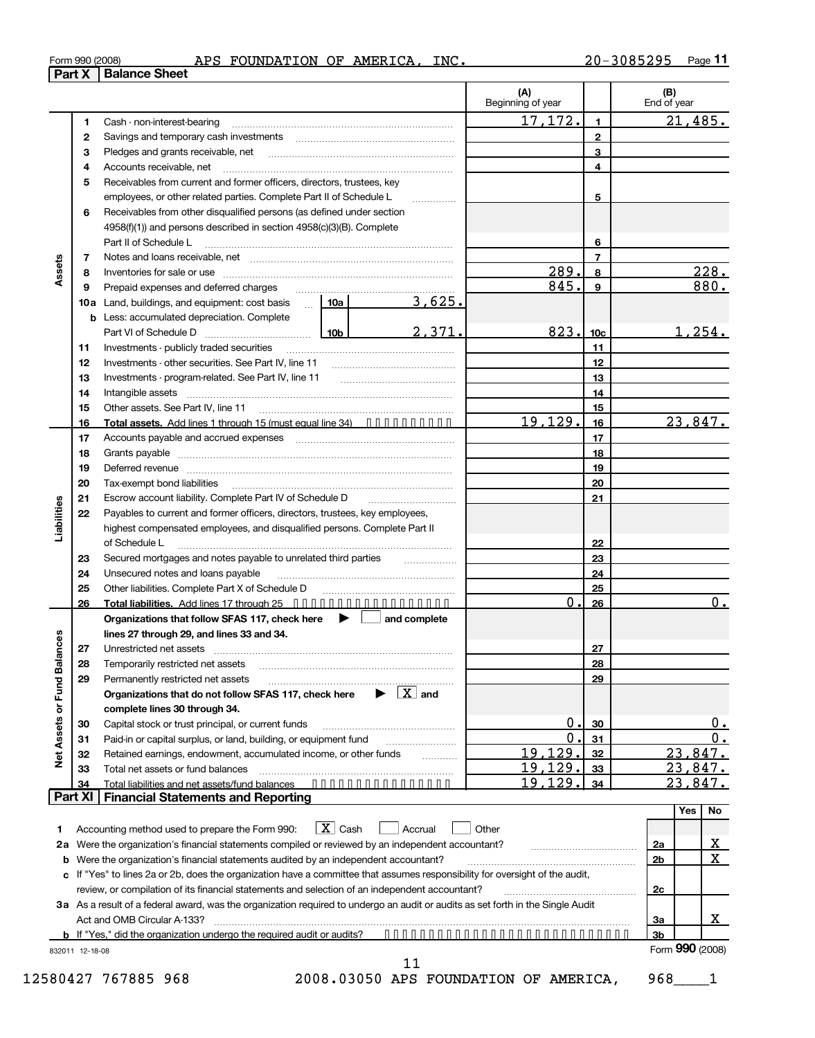Form 990 (2008) APS FOUNDATION OF AMERICA, INC. 20-3085295 Page 11

## Part X Balance Sheet

| | | | | (A) Beginning of year | | (B) End of year |
|---|---|---|---|---|---|---|
| **Assets** | 1 | Cash - non-interest-bearing | | 17,172. | 1 | 21,485. |
| | 2 | Savings and temporary cash investments | | | 2 | |
| | 3 | Pledges and grants receivable, net | | | 3 | |
| | 4 | Accounts receivable, net | | | 4 | |
| | 5 | Receivables from current and former officers, directors, trustees, key employees, or other related parties. Complete Part II of Schedule L | | | 5 | |
| | 6 | Receivables from other disqualified persons (as defined under section 4958(f)(1)) and persons described in section 4958(c)(3)(B). Complete Part II of Schedule L | | | 6 | |
| | 7 | Notes and loans receivable, net | | | 7 | |
| | 8 | Inventories for sale or use | | 289. | 8 | 228. |
| | 9 | Prepaid expenses and deferred charges | | 845. | 9 | 880. |
| | 10a | Land, buildings, and equipment: cost basis | 10a 3,625. | | | |
| | b | Less: accumulated depreciation. Complete Part VI of Schedule D | 10b 2,371. | 823. | 10c | 1,254. |
| | 11 | Investments - publicly traded securities | | | 11 | |
| | 12 | Investments - other securities. See Part IV, line 11 | | | 12 | |
| | 13 | Investments - program-related. See Part IV, line 11 | | | 13 | |
| | 14 | Intangible assets | | | 14 | |
| | 15 | Other assets. See Part IV, line 11 | | | 15 | |
| | 16 | **Total assets.** Add lines 1 through 15 (must equal line 34) | | 19,129. | 16 | 23,847. |
| **Liabilities** | 17 | Accounts payable and accrued expenses | | | 17 | |
| | 18 | Grants payable | | | 18 | |
| | 19 | Deferred revenue | | | 19 | |
| | 20 | Tax-exempt bond liabilities | | | 20 | |
| | 21 | Escrow account liability. Complete Part IV of Schedule D | | | 21 | |
| | 22 | Payables to current and former officers, directors, trustees, key employees, highest compensated employees, and disqualified persons. Complete Part II of Schedule L | | | 22 | |
| | 23 | Secured mortgages and notes payable to unrelated third parties | | | 23 | |
| | 24 | Unsecured notes and loans payable | | | 24 | |
| | 25 | Other liabilities. Complete Part X of Schedule D | | | 25 | |
| | 26 | **Total liabilities.** Add lines 17 through 25 | | 0. | 26 | 0. |
| **Net Assets or Fund Balances** | | **Organizations that follow SFAS 117, check here** ☐ **and complete lines 27 through 29, and lines 33 and 34.** | | | | |
| | 27 | Unrestricted net assets | | | 27 | |
| | 28 | Temporarily restricted net assets | | | 28 | |
| | 29 | Permanently restricted net assets | | | 29 | |
| | | **Organizations that do not follow SFAS 117, check here** ☒ **and complete lines 30 through 34.** | | | | |
| | 30 | Capital stock or trust principal, or current funds | | 0. | 30 | 0. |
| | 31 | Paid-in or capital surplus, or land, building, or equipment fund | | 0. | 31 | 0. |
| | 32 | Retained earnings, endowment, accumulated income, or other funds | | 19,129. | 32 | 23,847. |
| | 33 | Total net assets or fund balances | | 19,129. | 33 | 23,847. |
| | 34 | Total liabilities and net assets/fund balances | | 19,129. | 34 | 23,847. |

## Part XI Financial Statements and Reporting

| | | | Yes | No |
|---|---|---|---|---|
| 1 | Accounting method used to prepare the Form 990: ☒ Cash ☐ Accrual ☐ Other | | | |
| 2a | Were the organization's financial statements compiled or reviewed by an independent accountant? | 2a | | X |
| b | Were the organization's financial statements audited by an independent accountant? | 2b | | X |
| c | If "Yes" to lines 2a or 2b, does the organization have a committee that assumes responsibility for oversight of the audit, review, or compilation of its financial statements and selection of an independent accountant? | 2c | | |
| 3a | As a result of a federal award, was the organization required to undergo an audit or audits as set forth in the Single Audit Act and OMB Circular A-133? | 3a | | X |
| b | If "Yes," did the organization undergo the required audit or audits? | 3b | | |

832011 12-18-08 Form **990** (2008)

12580427 767885 968 2008.03050 APS FOUNDATION OF AMERICA, 968____1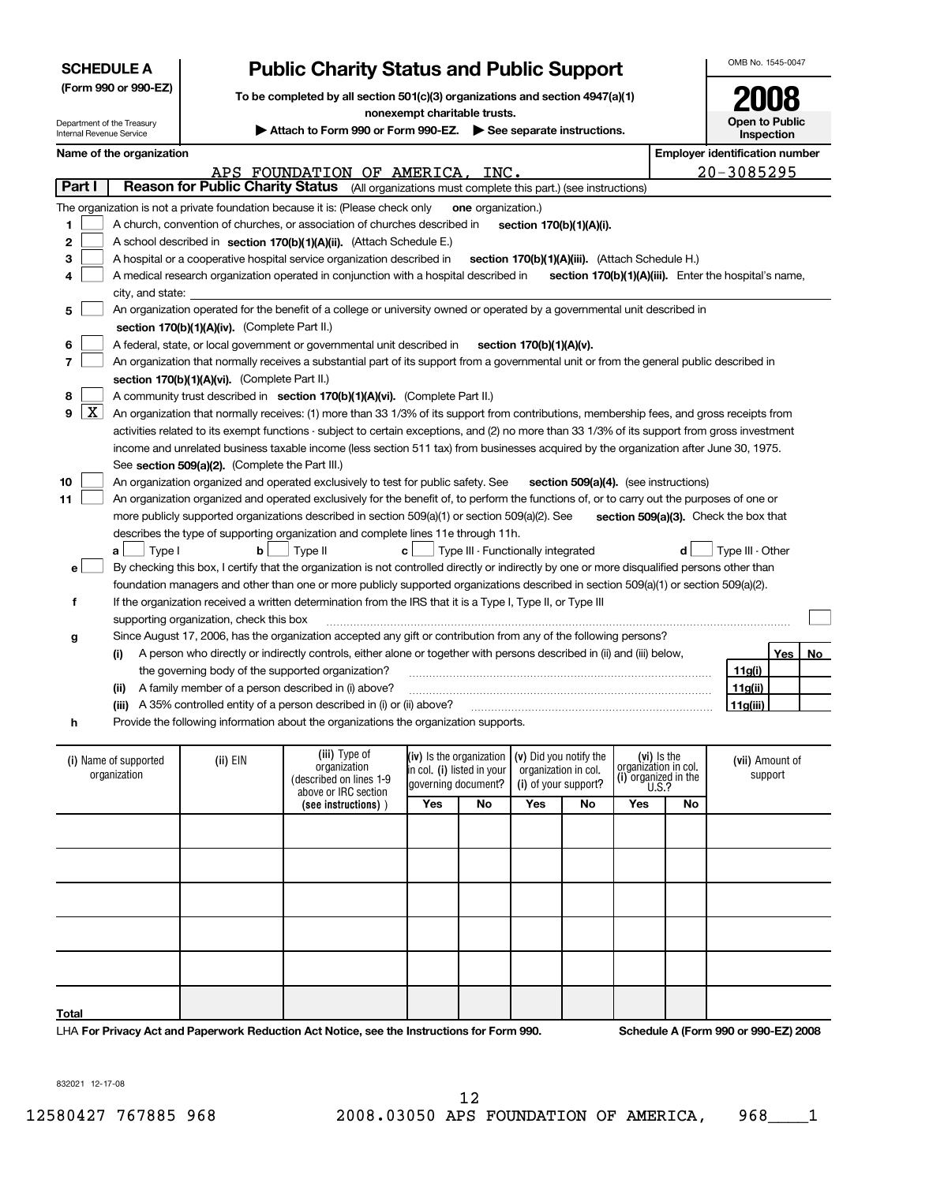**SCHEDULE A**
**(Form 990 or 990-EZ)**

Department of the Treasury
Internal Revenue Service

# Public Charity Status and Public Support

**To be completed by all section 501(c)(3) organizations and section 4947(a)(1) nonexempt charitable trusts.**

▶ **Attach to Form 990 or Form 990-EZ.** ▶ **See separate instructions.**

OMB No. 1545-0047

**2008**

**Open to Public Inspection**

**Name of the organization:** APS FOUNDATION OF AMERICA, INC.

**Employer identification number:** 20-3085295

## Part I Reason for Public Charity Status (All organizations must complete this part.) (see instructions)

The organization is not a private foundation because it is: (Please check only **one** organization.)

1. [ ] A church, convention of churches, or association of churches described in **section 170(b)(1)(A)(i).**
2. [ ] A school described in **section 170(b)(1)(A)(ii).** (Attach Schedule E.)
3. [ ] A hospital or a cooperative hospital service organization described in **section 170(b)(1)(A)(iii).** (Attach Schedule H.)
4. [ ] A medical research organization operated in conjunction with a hospital described in **section 170(b)(1)(A)(iii).** Enter the hospital's name, city, and state: ____________
5. [ ] An organization operated for the benefit of a college or university owned or operated by a governmental unit described in **section 170(b)(1)(A)(iv).** (Complete Part II.)
6. [ ] A federal, state, or local government or governmental unit described in **section 170(b)(1)(A)(v).**
7. [ ] An organization that normally receives a substantial part of its support from a governmental unit or from the general public described in **section 170(b)(1)(A)(vi).** (Complete Part II.)
8. [ ] A community trust described in **section 170(b)(1)(A)(vi).** (Complete Part II.)
9. [X] An organization that normally receives: (1) more than 33 1/3% of its support from contributions, membership fees, and gross receipts from activities related to its exempt functions - subject to certain exceptions, and (2) no more than 33 1/3% of its support from gross investment income and unrelated business taxable income (less section 511 tax) from businesses acquired by the organization after June 30, 1975. See **section 509(a)(2).** (Complete the Part III.)
10. [ ] An organization organized and operated exclusively to test for public safety. See **section 509(a)(4).** (see instructions)
11. [ ] An organization organized and operated exclusively for the benefit of, to perform the functions of, or to carry out the purposes of one or more publicly supported organizations described in section 509(a)(1) or section 509(a)(2). See **section 509(a)(3).** Check the box that describes the type of supporting organization and complete lines 11e through 11h.
   - **a** [ ] Type I  **b** [ ] Type II  **c** [ ] Type III - Functionally integrated  **d** [ ] Type III - Other
   - **e** [ ] By checking this box, I certify that the organization is not controlled directly or indirectly by one or more disqualified persons other than foundation managers and other than one or more publicly supported organizations described in section 509(a)(1) or section 509(a)(2).
   - **f** If the organization received a written determination from the IRS that it is a Type I, Type II, or Type III supporting organization, check this box [ ]
   - **g** Since August 17, 2006, has the organization accepted any gift or contribution from any of the following persons?

| | | | Yes | No |
|---|---|---|---|---|
| (i) | A person who directly or indirectly controls, either alone or together with persons described in (ii) and (iii) below, the governing body of the supported organization? | 11g(i) | | |
| (ii) | A family member of a person described in (i) above? | 11g(ii) | | |
| (iii) | A 35% controlled entity of a person described in (i) or (ii) above? | 11g(iii) | | |

   - **h** Provide the following information about the organizations the organization supports.

| (i) Name of supported organization | (ii) EIN | (iii) Type of organization (described on lines 1-9 above or IRC section (see instructions)) | (iv) Is the organization in col. (i) listed in your governing document? Yes | No | (v) Did you notify the organization in col. (i) of your support? Yes | No | (vi) Is the organization in col. (i) organized in the U.S.? Yes | No | (vii) Amount of support |
|---|---|---|---|---|---|---|---|---|---|
| | | | | | | | | | |
| | | | | | | | | | |
| | | | | | | | | | |
| | | | | | | | | | |
| | | | | | | | | | |
| **Total** | | | | | | | | | |

LHA **For Privacy Act and Paperwork Reduction Act Notice, see the Instructions for Form 990.** **Schedule A (Form 990 or 990-EZ) 2008**

832021 12-17-08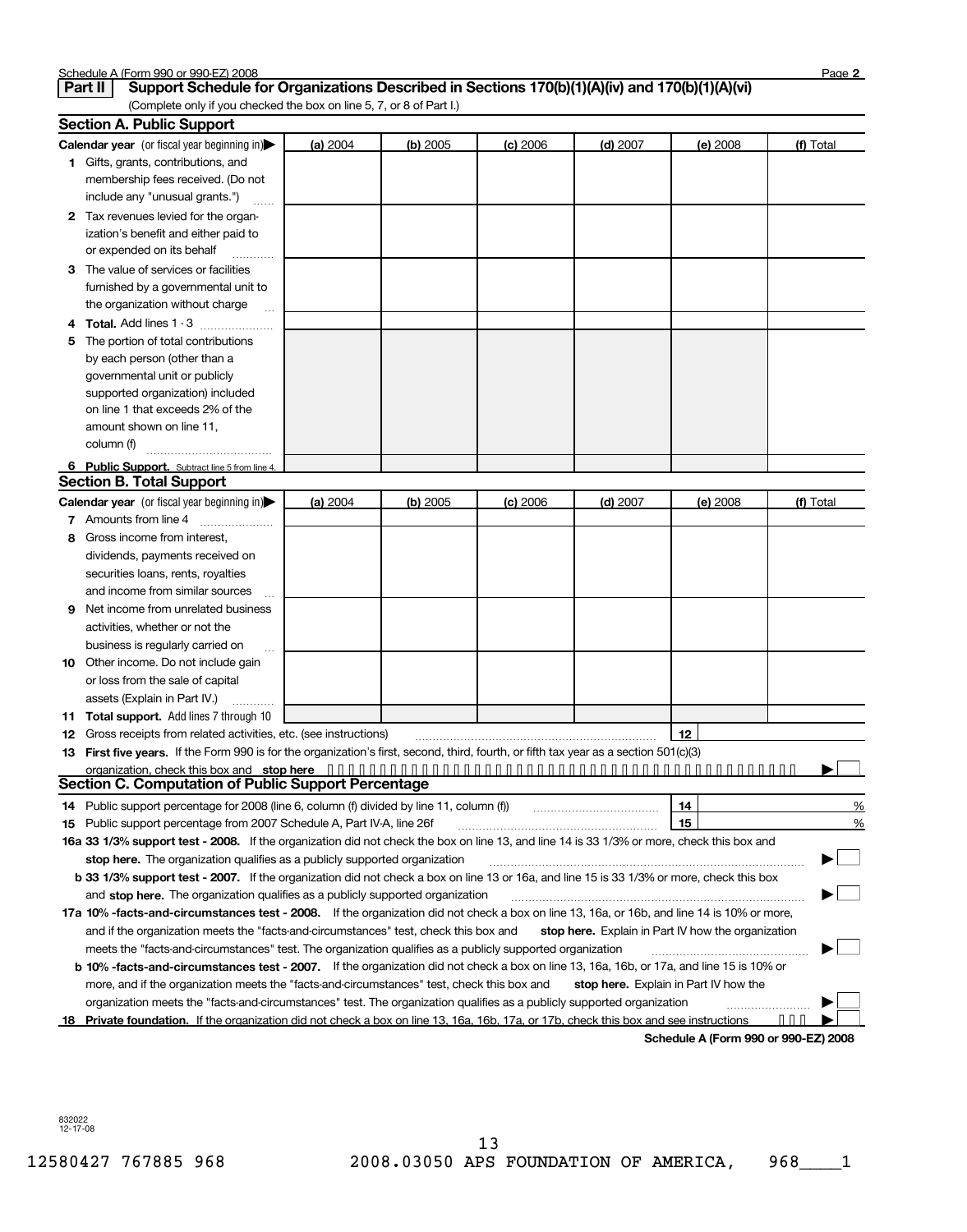Schedule A (Form 990 or 990-EZ) 2008

## Part II Support Schedule for Organizations Described in Sections 170(b)(1)(A)(iv) and 170(b)(1)(A)(vi)

(Complete only if you checked the box on line 5, 7, or 8 of Part I.)

### Section A. Public Support

| Calendar year (or fiscal year beginning in) ▶ | (a) 2004 | (b) 2005 | (c) 2006 | (d) 2007 | (e) 2008 | (f) Total |
|---|---|---|---|---|---|---|
| 1 Gifts, grants, contributions, and membership fees received. (Do not include any "unusual grants.") | | | | | | |
| 2 Tax revenues levied for the organization's benefit and either paid to or expended on its behalf | | | | | | |
| 3 The value of services or facilities furnished by a governmental unit to the organization without charge | | | | | | |
| 4 **Total.** Add lines 1 - 3 | | | | | | |
| 5 The portion of total contributions by each person (other than a governmental unit or publicly supported organization) included on line 1 that exceeds 2% of the amount shown on line 11, column (f) | | | | | | |
| 6 **Public Support.** Subtract line 5 from line 4. | | | | | | |

### Section B. Total Support

| Calendar year (or fiscal year beginning in) ▶ | (a) 2004 | (b) 2005 | (c) 2006 | (d) 2007 | (e) 2008 | (f) Total |
|---|---|---|---|---|---|---|
| 7 Amounts from line 4 | | | | | | |
| 8 Gross income from interest, dividends, payments received on securities loans, rents, royalties and income from similar sources | | | | | | |
| 9 Net income from unrelated business activities, whether or not the business is regularly carried on | | | | | | |
| 10 Other income. Do not include gain or loss from the sale of capital assets (Explain in Part IV.) | | | | | | |
| 11 **Total support.** Add lines 7 through 10 | | | | | | |

12 Gross receipts from related activities, etc. (see instructions) | 12 |

13 **First five years.** If the Form 990 is for the organization's first, second, third, fourth, or fifth tax year as a section 501(c)(3) organization, check this box and **stop here** ▶ ☐

### Section C. Computation of Public Support Percentage

14 Public support percentage for 2008 (line 6, column (f) divided by line 11, column (f)) | 14 | %

15 Public support percentage from 2007 Schedule A, Part IV-A, line 26f | 15 | %

**16a 33 1/3% support test - 2008.** If the organization did not check the box on line 13, and line 14 is 33 1/3% or more, check this box and **stop here.** The organization qualifies as a publicly supported organization ▶ ☐

**b 33 1/3% support test - 2007.** If the organization did not check a box on line 13 or 16a, and line 15 is 33 1/3% or more, check this box and **stop here.** The organization qualifies as a publicly supported organization ▶ ☐

**17a 10% -facts-and-circumstances test - 2008.** If the organization did not check a box on line 13, 16a, or 16b, and line 14 is 10% or more, and if the organization meets the "facts-and-circumstances" test, check this box and **stop here.** Explain in Part IV how the organization meets the "facts-and-circumstances" test. The organization qualifies as a publicly supported organization ▶ ☐

**b 10% -facts-and-circumstances test - 2007.** If the organization did not check a box on line 13, 16a, 16b, or 17a, and line 15 is 10% or more, and if the organization meets the "facts-and-circumstances" test, check this box and **stop here.** Explain in Part IV how the organization meets the "facts-and-circumstances" test. The organization qualifies as a publicly supported organization ▶ ☐

**18 Private foundation.** If the organization did not check a box on line 13, 16a, 16b, 17a, or 17b, check this box and see instructions ▶ ☐

**Schedule A (Form 990 or 990-EZ) 2008**

832022
12-17-08

12580427 767885 968 2008.03050 APS FOUNDATION OF AMERICA, 968____1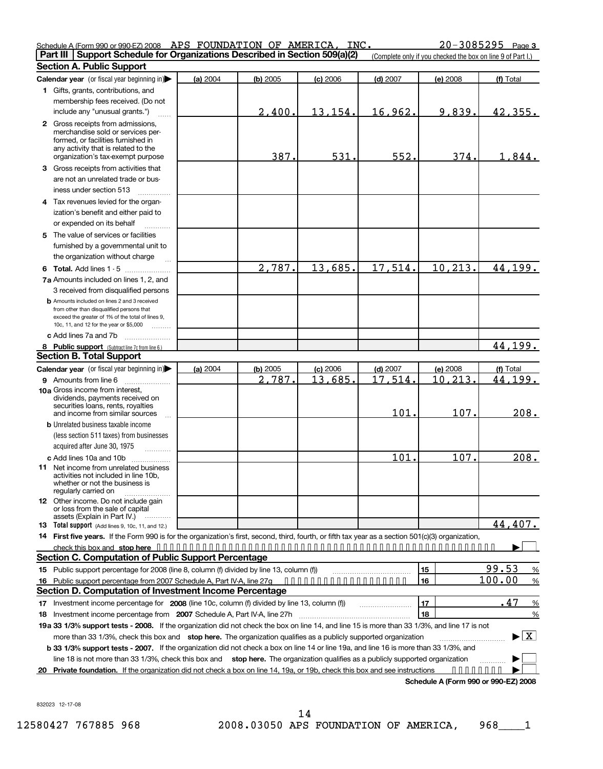Schedule A (Form 990 or 990-EZ) 2008 APS FOUNDATION OF AMERICA, INC. 20-3085295 Page 3

## Part III | Support Schedule for Organizations Described in Section 509(a)(2)

(Complete only if you checked the box on line 9 of Part I.)

### Section A. Public Support

| Calendar year (or fiscal year beginning in) ▶ | (a) 2004 | (b) 2005 | (c) 2006 | (d) 2007 | (e) 2008 | (f) Total |
|---|---|---|---|---|---|---|
| 1 Gifts, grants, contributions, and membership fees received. (Do not include any "unusual grants.") | | 2,400. | 13,154. | 16,962. | 9,839. | 42,355. |
| 2 Gross receipts from admissions, merchandise sold or services performed, or facilities furnished in any activity that is related to the organization's tax-exempt purpose | | 387. | 531. | 552. | 374. | 1,844. |
| 3 Gross receipts from activities that are not an unrelated trade or business under section 513 | | | | | | |
| 4 Tax revenues levied for the organization's benefit and either paid to or expended on its behalf | | | | | | |
| 5 The value of services or facilities furnished by a governmental unit to the organization without charge | | | | | | |
| 6 Total. Add lines 1 - 5 | | 2,787. | 13,685. | 17,514. | 10,213. | 44,199. |
| 7a Amounts included on lines 1, 2, and 3 received from disqualified persons | | | | | | |
| b Amounts included on lines 2 and 3 received from other than disqualified persons that exceed the greater of 1% of the total of lines 9, 10c, 11, and 12 for the year or $5,000 | | | | | | |
| c Add lines 7a and 7b | | | | | | |
| 8 Public support (Subtract line 7c from line 6.) | | | | | | 44,199. |

### Section B. Total Support

| Calendar year (or fiscal year beginning in) ▶ | (a) 2004 | (b) 2005 | (c) 2006 | (d) 2007 | (e) 2008 | (f) Total |
|---|---|---|---|---|---|---|
| 9 Amounts from line 6 | | 2,787. | 13,685. | 17,514. | 10,213. | 44,199. |
| 10a Gross income from interest, dividends, payments received on securities loans, rents, royalties and income from similar sources | | | | 101. | 107. | 208. |
| b Unrelated business taxable income (less section 511 taxes) from businesses acquired after June 30, 1975 | | | | | | |
| c Add lines 10a and 10b | | | | 101. | 107. | 208. |
| 11 Net income from unrelated business activities not included in line 10b, whether or not the business is regularly carried on | | | | | | |
| 12 Other income. Do not include gain or loss from the sale of capital assets (Explain in Part IV.) | | | | | | |
| 13 Total support (Add lines 9, 10c, 11, and 12.) | | | | | | 44,407. |

14 **First five years.** If the Form 990 is for the organization's first, second, third, fourth, or fifth tax year as a section 501(c)(3) organization, check this box and **stop here** ▶ ☐

### Section C. Computation of Public Support Percentage

| | | |
|---|---|---|
| 15 Public support percentage for 2008 (line 8, column (f) divided by line 13, column (f)) | 15 | 99.53 % |
| 16 Public support percentage from 2007 Schedule A, Part IV-A, line 27g | 16 | 100.00 % |

### Section D. Computation of Investment Income Percentage

| | | |
|---|---|---|
| 17 Investment income percentage for **2008** (line 10c, column (f) divided by line 13, column (f)) | 17 | .47 % |
| 18 Investment income percentage from **2007** Schedule A, Part IV-A, line 27h | 18 | % |

**19a 33 1/3% support tests - 2008.** If the organization did not check the box on line 14, and line 15 is more than 33 1/3%, and line 17 is not more than 33 1/3%, check this box and **stop here.** The organization qualifies as a publicly supported organization ▶ ☒

**b 33 1/3% support tests - 2007.** If the organization did not check a box on line 14 or line 19a, and line 16 is more than 33 1/3%, and line 18 is not more than 33 1/3%, check this box and **stop here.** The organization qualifies as a publicly supported organization ▶ ☐

**20 Private foundation.** If the organization did not check a box on line 14, 19a, or 19b, check this box and see instructions ▶ ☐

**Schedule A (Form 990 or 990-EZ) 2008**

832023 12-17-08

12580427 767885 968 2008.03050 APS FOUNDATION OF AMERICA, 968____1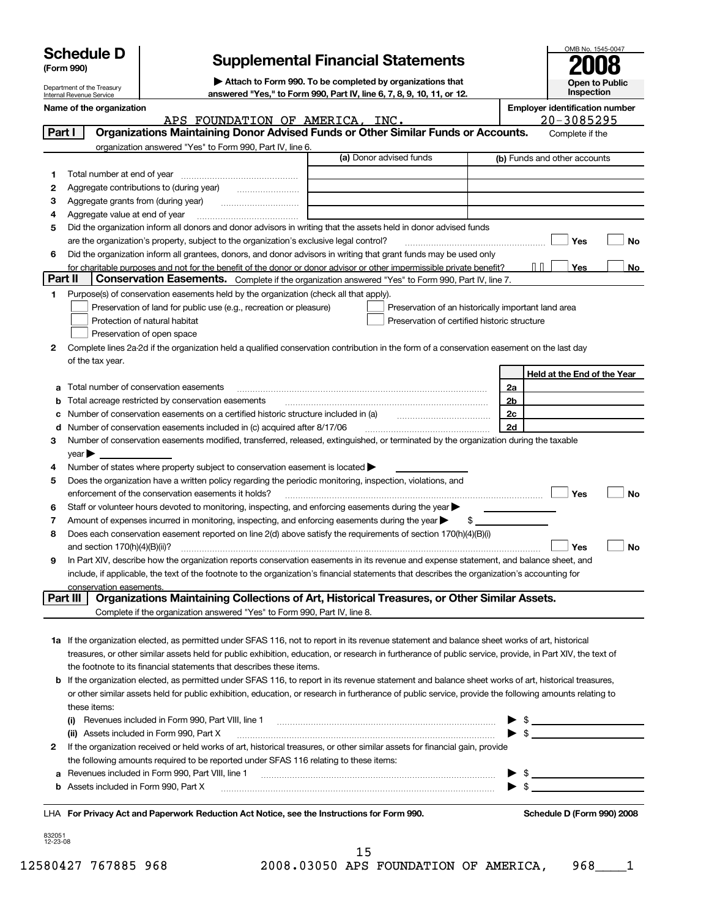# Schedule D (Form 990)

Department of the Treasury
Internal Revenue Service

## Supplemental Financial Statements

▶ Attach to Form 990. To be completed by organizations that answered "Yes," to Form 990, Part IV, line 6, 7, 8, 9, 10, 11, or 12.

OMB No. 1545-0047

**2008**

**Open to Public Inspection**

**Name of the organization:** APS FOUNDATION OF AMERICA, INC.

**Employer identification number:** 20-3085295

### Part I — Organizations Maintaining Donor Advised Funds or Other Similar Funds or Accounts. Complete if the organization answered "Yes" to Form 990, Part IV, line 6.

| | | (a) Donor advised funds | (b) Funds and other accounts |
|---|---|---|---|
| 1 | Total number at end of year | | |
| 2 | Aggregate contributions to (during year) | | |
| 3 | Aggregate grants from (during year) | | |
| 4 | Aggregate value at end of year | | |

5 Did the organization inform all donors and donor advisors in writing that the assets held in donor advised funds are the organization's property, subject to the organization's exclusive legal control? ☐ Yes ☐ No

6 Did the organization inform all grantees, donors, and donor advisors in writing that grant funds may be used only for charitable purposes and not for the benefit of the donor or donor advisor or other impermissible private benefit? ☐ Yes ☐ No

### Part II — Conservation Easements. Complete if the organization answered "Yes" to Form 990, Part IV, line 7.

1 Purpose(s) of conservation easements held by the organization (check all that apply).

- ☐ Preservation of land for public use (e.g., recreation or pleasure)
- ☐ Protection of natural habitat
- ☐ Preservation of open space
- ☐ Preservation of an historically important land area
- ☐ Preservation of certified historic structure

2 Complete lines 2a-2d if the organization held a qualified conservation contribution in the form of a conservation easement on the last day of the tax year.

| | | | Held at the End of the Year |
|---|---|---|---|
| a | Total number of conservation easements | 2a | |
| b | Total acreage restricted by conservation easements | 2b | |
| c | Number of conservation easements on a certified historic structure included in (a) | 2c | |
| d | Number of conservation easements included in (c) acquired after 8/17/06 | 2d | |

3 Number of conservation easements modified, transferred, released, extinguished, or terminated by the organization during the taxable year ▶

4 Number of states where property subject to conservation easement is located ▶

5 Does the organization have a written policy regarding the periodic monitoring, inspection, violations, and enforcement of the conservation easements it holds? ☐ Yes ☐ No

6 Staff or volunteer hours devoted to monitoring, inspecting, and enforcing easements during the year ▶

7 Amount of expenses incurred in monitoring, inspecting, and enforcing easements during the year ▶ $

8 Does each conservation easement reported on line 2(d) above satisfy the requirements of section 170(h)(4)(B)(i) and section 170(h)(4)(B)(ii)? ☐ Yes ☐ No

9 In Part XIV, describe how the organization reports conservation easements in its revenue and expense statement, and balance sheet, and include, if applicable, the text of the footnote to the organization's financial statements that describes the organization's accounting for conservation easements.

### Part III — Organizations Maintaining Collections of Art, Historical Treasures, or Other Similar Assets. Complete if the organization answered "Yes" to Form 990, Part IV, line 8.

1a If the organization elected, as permitted under SFAS 116, not to report in its revenue statement and balance sheet works of art, historical treasures, or other similar assets held for public exhibition, education, or research in furtherance of public service, provide, in Part XIV, the text of the footnote to its financial statements that describes these items.

b If the organization elected, as permitted under SFAS 116, to report in its revenue statement and balance sheet works of art, historical treasures, or other similar assets held for public exhibition, education, or research in furtherance of public service, provide the following amounts relating to these items:

(i) Revenues included in Form 990, Part VIII, line 1 ▶ $

(ii) Assets included in Form 990, Part X ▶ $

2 If the organization received or held works of art, historical treasures, or other similar assets for financial gain, provide the following amounts required to be reported under SFAS 116 relating to these items:

a Revenues included in Form 990, Part VIII, line 1 ▶ $

b Assets included in Form 990, Part X ▶ $

LHA **For Privacy Act and Paperwork Reduction Act Notice, see the Instructions for Form 990.** **Schedule D (Form 990) 2008**

832051 12-23-08

12580427 767885 968 2008.03050 APS FOUNDATION OF AMERICA, 968____1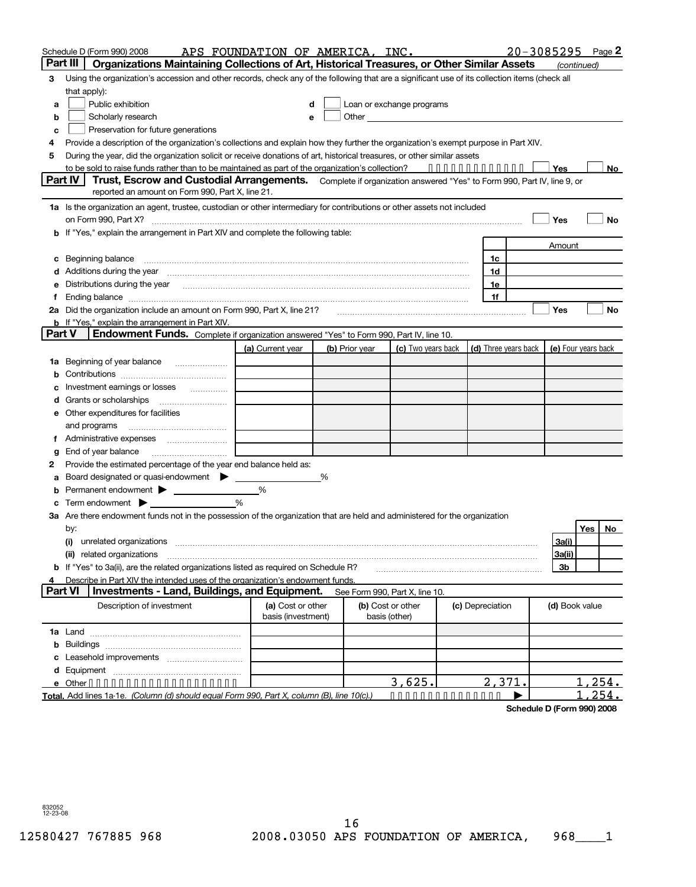Schedule D (Form 990) 2008 APS FOUNDATION OF AMERICA, INC. 20-3085295 Page 2

## Part III Organizations Maintaining Collections of Art, Historical Treasures, or Other Similar Assets *(continued)*

3 Using the organization's accession and other records, check any of the following that are a significant use of its collection items (check all that apply):

- a ☐ Public exhibition
- b ☐ Scholarly research
- c ☐ Preservation for future generations
- d ☐ Loan or exchange programs
- e ☐ Other

4 Provide a description of the organization's collections and explain how they further the organization's exempt purpose in Part XIV.

5 During the year, did the organization solicit or receive donations of art, historical treasures, or other similar assets to be sold to raise funds rather than to be maintained as part of the organization's collection? ☐ Yes ☐ No

## Part IV Trust, Escrow and Custodial Arrangements.

Complete if organization answered "Yes" to Form 990, Part IV, line 9, or reported an amount on Form 990, Part X, line 21.

1a Is the organization an agent, trustee, custodian or other intermediary for contributions or other assets not included on Form 990, Part X? ☐ Yes ☐ No

b If "Yes," explain the arrangement in Part XIV and complete the following table:

| | | Amount |
|---|---|---|
| c Beginning balance | 1c | |
| d Additions during the year | 1d | |
| e Distributions during the year | 1e | |
| f Ending balance | 1f | |

2a Did the organization include an amount on Form 990, Part X, line 21? ☐ Yes ☐ No

b If "Yes," explain the arrangement in Part XIV.

## Part V Endowment Funds.

Complete if organization answered "Yes" to Form 990, Part IV, line 10.

| | (a) Current year | (b) Prior year | (c) Two years back | (d) Three years back | (e) Four years back |
|---|---|---|---|---|---|
| 1a Beginning of year balance | | | | | |
| b Contributions | | | | | |
| c Investment earnings or losses | | | | | |
| d Grants or scholarships | | | | | |
| e Other expenditures for facilities and programs | | | | | |
| f Administrative expenses | | | | | |
| g End of year balance | | | | | |

2 Provide the estimated percentage of the year end balance held as:

- a Board designated or quasi-endowment ▶ ______ %
- b Permanent endowment ▶ ______ %
- c Term endowment ▶ ______ %

3a Are there endowment funds not in the possession of the organization that are held and administered for the organization by:

| | | Yes | No |
|---|---|---|---|
| (i) unrelated organizations | 3a(i) | | |
| (ii) related organizations | 3a(ii) | | |
| b If "Yes" to 3a(ii), are the related organizations listed as required on Schedule R? | 3b | | |

4 Describe in Part XIV the intended uses of the organization's endowment funds.

## Part VI Investments - Land, Buildings, and Equipment.

See Form 990, Part X, line 10.

| Description of investment | (a) Cost or other basis (investment) | (b) Cost or other basis (other) | (c) Depreciation | (d) Book value |
|---|---|---|---|---|
| 1a Land | | | | |
| b Buildings | | | | |
| c Leasehold improvements | | | | |
| d Equipment | | | | |
| e Other | | 3,625. | 2,371. | 1,254. |
| **Total.** Add lines 1a-1e. *(Column (d) should equal Form 990, Part X, column (B), line 10(c).)* | | | ▶ | 1,254. |

**Schedule D (Form 990) 2008**

832052 12-23-08

12580427 767885 968 2008.03050 APS FOUNDATION OF AMERICA, 968____1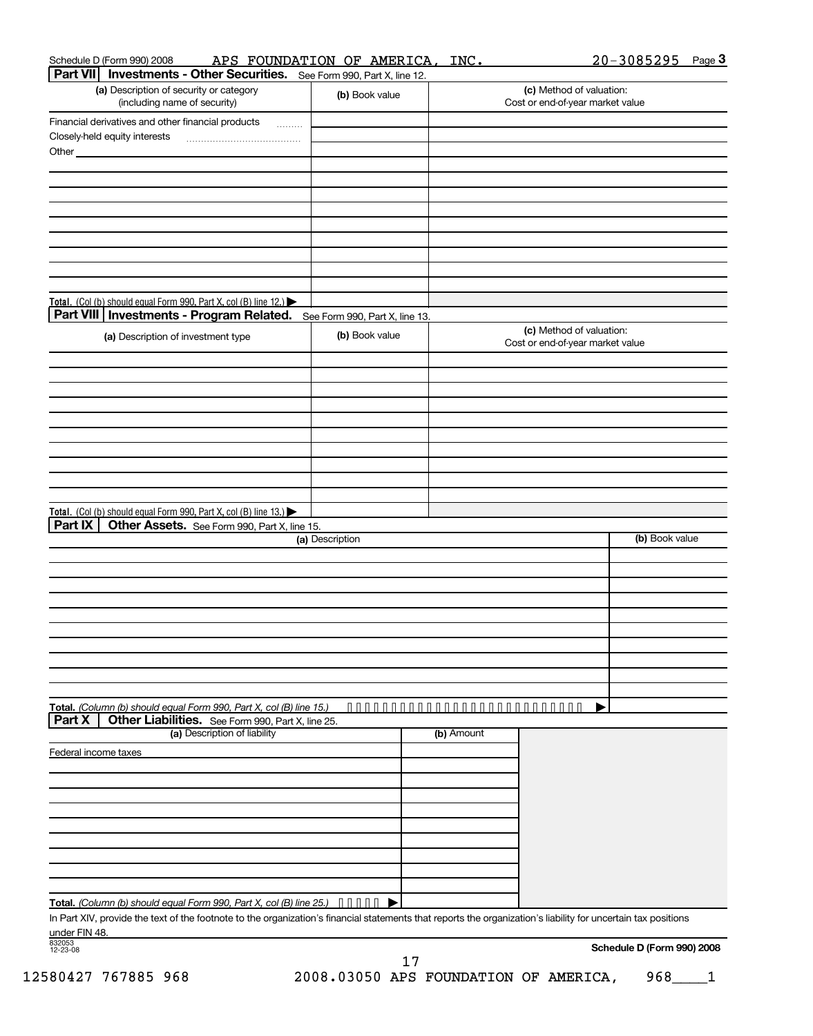Schedule D (Form 990) 2008 APS FOUNDATION OF AMERICA, INC. 20-3085295 Page 3

**Part VII Investments - Other Securities.** See Form 990, Part X, line 12.

| (a) Description of security or category (including name of security) | (b) Book value | (c) Method of valuation: Cost or end-of-year market value |
|---|---|---|
| Financial derivatives and other financial products | | |
| Closely-held equity interests | | |
| Other | | |
| | | |
| | | |
| | | |
| | | |
| | | |
| | | |
| | | |
| | | |
| **Total.** (Col (b) should equal Form 990, Part X, col (B) line 12.) ▶ | | |

**Part VIII Investments - Program Related.** See Form 990, Part X, line 13.

| (a) Description of investment type | (b) Book value | (c) Method of valuation: Cost or end-of-year market value |
|---|---|---|
| | | |
| | | |
| | | |
| | | |
| | | |
| | | |
| | | |
| | | |
| | | |
| | | |
| **Total.** (Col (b) should equal Form 990, Part X, col (B) line 13.) ▶ | | |

**Part IX Other Assets.** See Form 990, Part X, line 15.

| (a) Description | (b) Book value |
|---|---|
| | |
| | |
| | |
| | |
| | |
| | |
| | |
| | |
| | |
| | |
| **Total.** *(Column (b) should equal Form 990, Part X, col (B) line 15.)* ▶ | |

**Part X Other Liabilities.** See Form 990, Part X, line 25.

| (a) Description of liability | (b) Amount |
|---|---|
| Federal income taxes | |
| | |
| | |
| | |
| | |
| | |
| | |
| | |
| | |
| | |
| **Total.** *(Column (b) should equal Form 990, Part X, col (B) line 25.)* ▶ | |

In Part XIV, provide the text of the footnote to the organization's financial statements that reports the organization's liability for uncertain tax positions under FIN 48.

832053 12-23-08

**Schedule D (Form 990) 2008**

12580427 767885 968 2008.03050 APS FOUNDATION OF AMERICA, 968____1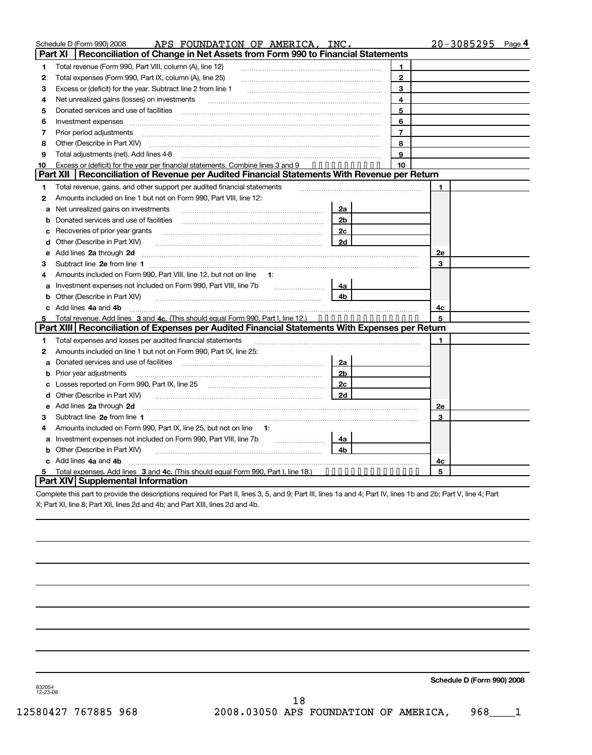Schedule D (Form 990) 2008 APS FOUNDATION OF AMERICA, INC. 20-3085295 Page **4**

## Part XI Reconciliation of Change in Net Assets from Form 990 to Financial Statements

| | | | |
|---|---|---|---|
| 1 | Total revenue (Form 990, Part VIII, column (A), line 12) | 1 | |
| 2 | Total expenses (Form 990, Part IX, column (A), line 25) | 2 | |
| 3 | Excess or (deficit) for the year. Subtract line 2 from line 1 | 3 | |
| 4 | Net unrealized gains (losses) on investments | 4 | |
| 5 | Donated services and use of facilities | 5 | |
| 6 | Investment expenses | 6 | |
| 7 | Prior period adjustments | 7 | |
| 8 | Other (Describe in Part XIV) | 8 | |
| 9 | Total adjustments (net). Add lines 4-8 | 9 | |
| 10 | Excess or (deficit) for the year per financial statements. Combine lines 3 and 9 | 10 | |

## Part XII Reconciliation of Revenue per Audited Financial Statements With Revenue per Return

| | | | | | |
|---|---|---|---|---|---|
| 1 | Total revenue, gains, and other support per audited financial statements | | | 1 | |
| 2 | Amounts included on line 1 but not on Form 990, Part VIII, line 12: | | | | |
| a | Net unrealized gains on investments | 2a | | | |
| b | Donated services and use of facilities | 2b | | | |
| c | Recoveries of prior year grants | 2c | | | |
| d | Other (Describe in Part XIV) | 2d | | | |
| e | Add lines **2a** through **2d** | | | 2e | |
| 3 | Subtract line **2e** from line **1** | | | 3 | |
| 4 | Amounts included on Form 990, Part VIII, line 12, but not on line **1**: | | | | |
| a | Investment expenses not included on Form 990, Part VIII, line 7b | 4a | | | |
| b | Other (Describe in Part XIV) | 4b | | | |
| c | Add lines **4a** and **4b** | | | 4c | |
| 5 | Total revenue. Add lines **3** and **4c.** (This should equal Form 990, Part I, line 12.) | | | 5 | |

## Part XIII Reconciliation of Expenses per Audited Financial Statements With Expenses per Return

| | | | | | |
|---|---|---|---|---|---|
| 1 | Total expenses and losses per audited financial statements | | | 1 | |
| 2 | Amounts included on line 1 but not on Form 990, Part IX, line 25: | | | | |
| a | Donated services and use of facilities | 2a | | | |
| b | Prior year adjustments | 2b | | | |
| c | Losses reported on Form 990, Part IX, line 25 | 2c | | | |
| d | Other (Describe in Part XIV) | 2d | | | |
| e | Add lines **2a** through **2d** | | | 2e | |
| 3 | Subtract line **2e** from line **1** | | | 3 | |
| 4 | Amounts included on Form 990, Part IX, line 25, but not on line **1**: | | | | |
| a | Investment expenses not included on Form 990, Part VIII, line 7b | 4a | | | |
| b | Other (Describe in Part XIV) | 4b | | | |
| c | Add lines **4a** and **4b** | | | 4c | |
| 5 | Total expenses. Add lines **3** and **4c.** (This should equal Form 990, Part I, line 18.) | | | 5 | |

## Part XIV Supplemental Information

Complete this part to provide the descriptions required for Part II, lines 3, 5, and 9; Part III, lines 1a and 4; Part IV, lines 1b and 2b; Part V, line 4; Part X; Part XI, line 8; Part XII, lines 2d and 4b; and Part XIII, lines 2d and 4b.

**Schedule D (Form 990) 2008**

832054 12-23-08

12580427 767885 968 2008.03050 APS FOUNDATION OF AMERICA, 968____1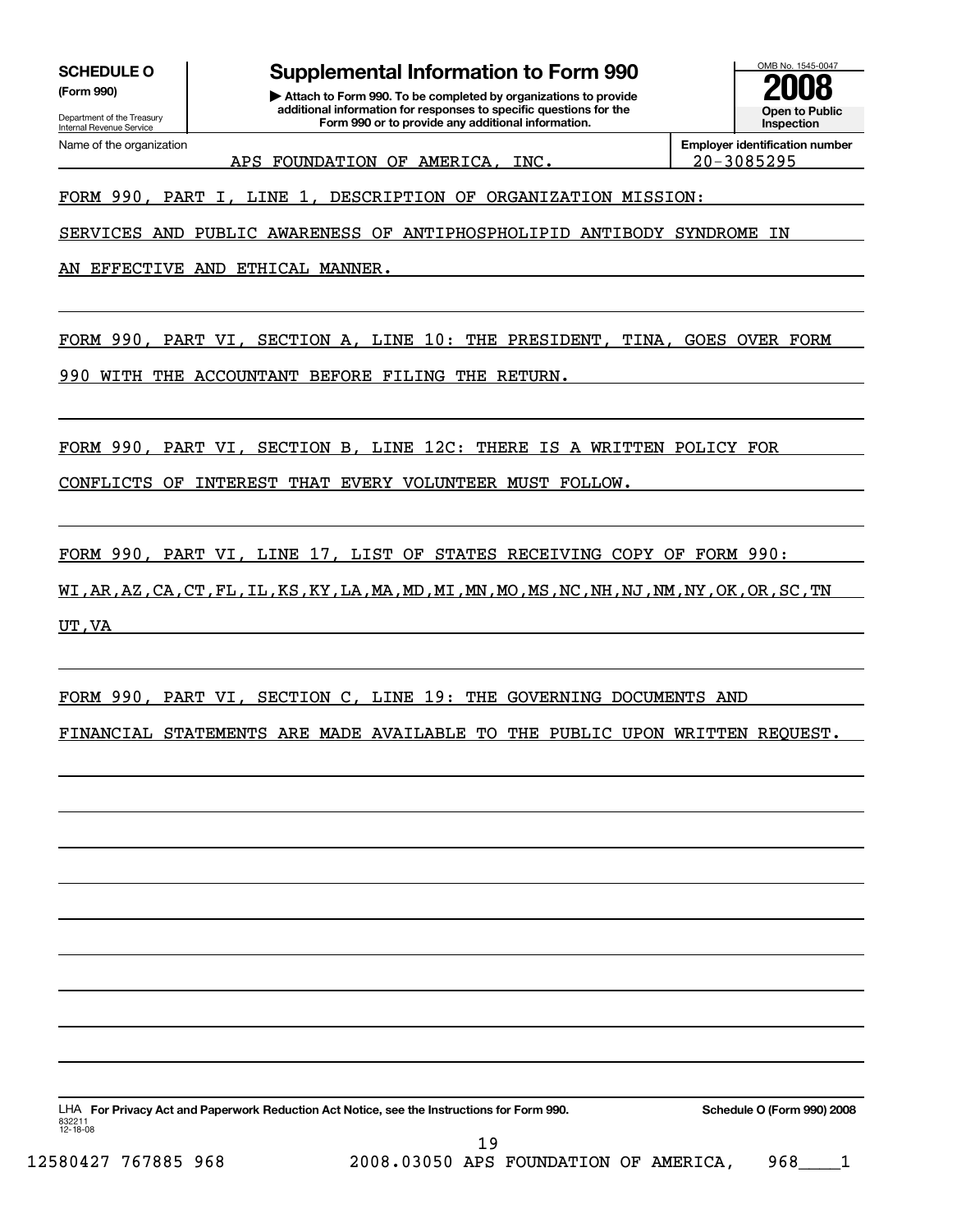**SCHEDULE O** (Form 990)

Department of the Treasury
Internal Revenue Service

# Supplemental Information to Form 990

▶ Attach to Form 990. To be completed by organizations to provide additional information for responses to specific questions for the Form 990 or to provide any additional information.

OMB No. 1545-0047

**2008**

**Open to Public Inspection**

Name of the organization: APS FOUNDATION OF AMERICA, INC.

**Employer identification number**: 20-3085295

FORM 990, PART I, LINE 1, DESCRIPTION OF ORGANIZATION MISSION:

SERVICES AND PUBLIC AWARENESS OF ANTIPHOSPHOLIPID ANTIBODY SYNDROME IN AN EFFECTIVE AND ETHICAL MANNER.

FORM 990, PART VI, SECTION A, LINE 10: THE PRESIDENT, TINA, GOES OVER FORM 990 WITH THE ACCOUNTANT BEFORE FILING THE RETURN.

FORM 990, PART VI, SECTION B, LINE 12C: THERE IS A WRITTEN POLICY FOR CONFLICTS OF INTEREST THAT EVERY VOLUNTEER MUST FOLLOW.

FORM 990, PART VI, LINE 17, LIST OF STATES RECEIVING COPY OF FORM 990:

WI,AR,AZ,CA,CT,FL,IL,KS,KY,LA,MA,MD,MI,MN,MO,MS,NC,NH,NJ,NM,NY,OK,OR,SC,TN UT,VA

FORM 990, PART VI, SECTION C, LINE 19: THE GOVERNING DOCUMENTS AND FINANCIAL STATEMENTS ARE MADE AVAILABLE TO THE PUBLIC UPON WRITTEN REQUEST.

LHA **For Privacy Act and Paperwork Reduction Act Notice, see the Instructions for Form 990.** **Schedule O (Form 990) 2008**

832211
12-18-08

12580427 767885 968 2008.03050 APS FOUNDATION OF AMERICA, 968____1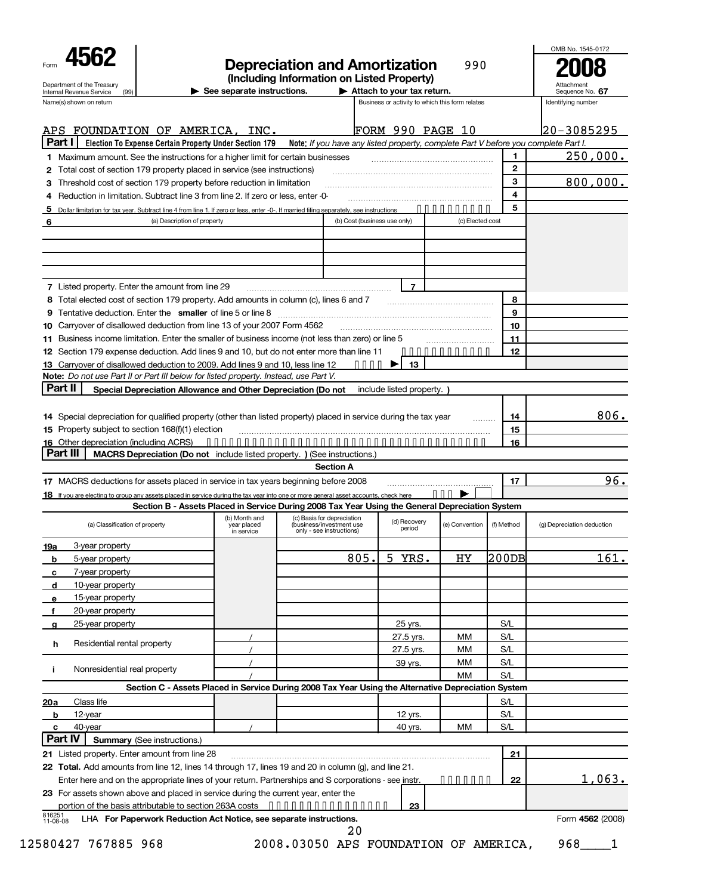Form **4562**

Department of the Treasury
Internal Revenue Service (99)

# Depreciation and Amortization

990

**(Including Information on Listed Property)**

▶ See separate instructions. ▶ Attach to your tax return.

OMB No. 1545-0172

**2008**

Attachment Sequence No. **67**

| Name(s) shown on return | Business or activity to which this form relates | Identifying number |
|---|---|---|
| APS FOUNDATION OF AMERICA, INC. | FORM 990 PAGE 10 | 20-3085295 |

## Part I — Election To Expense Certain Property Under Section 179

*Note: If you have any listed property, complete Part V before you complete Part I.*

| Line | Description | | Amount |
|---|---|---|---|
| 1 | Maximum amount. See the instructions for a higher limit for certain businesses | 1 | 250,000. |
| 2 | Total cost of section 179 property placed in service (see instructions) | 2 | |
| 3 | Threshold cost of section 179 property before reduction in limitation | 3 | 800,000. |
| 4 | Reduction in limitation. Subtract line 3 from line 2. If zero or less, enter -0- | 4 | |
| 5 | Dollar limitation for tax year. Subtract line 4 from line 1. If zero or less, enter -0-. If married filing separately, see instructions | 5 | |

| 6 | (a) Description of property | (b) Cost (business use only) | (c) Elected cost |
|---|---|---|---|
| | | | |
| | | | |
| | | | |
| | | | |

| Line | Description | | Amount |
|---|---|---|---|
| 7 | Listed property. Enter the amount from line 29 | 7 | |
| 8 | Total elected cost of section 179 property. Add amounts in column (c), lines 6 and 7 | 8 | |
| 9 | Tentative deduction. Enter the **smaller** of line 5 or line 8 | 9 | |
| 10 | Carryover of disallowed deduction from line 13 of your 2007 Form 4562 | 10 | |
| 11 | Business income limitation. Enter the smaller of business income (not less than zero) or line 5 | 11 | |
| 12 | Section 179 expense deduction. Add lines 9 and 10, but do not enter more than line 11 | 12 | |
| 13 | Carryover of disallowed deduction to 2009. Add lines 9 and 10, less line 12 ▶ | 13 | |

**Note:** *Do not use Part II or Part III below for listed property. Instead, use Part V.*

## Part II — Special Depreciation Allowance and Other Depreciation (Do not include listed property.)

| Line | Description | | Amount |
|---|---|---|---|
| 14 | Special depreciation for qualified property (other than listed property) placed in service during the tax year | 14 | 806. |
| 15 | Property subject to section 168(f)(1) election | 15 | |
| 16 | Other depreciation (including ACRS) | 16 | |

## Part III — MACRS Depreciation (Do not include listed property.) (See instructions.)

### Section A

| Line | Description | | Amount |
|---|---|---|---|
| 17 | MACRS deductions for assets placed in service in tax years beginning before 2008 | 17 | 96. |
| 18 | If you are electing to group any assets placed in service during the tax year into one or more general asset accounts, check here ▶ ☐ | | |

### Section B - Assets Placed in Service During 2008 Tax Year Using the General Depreciation System

| | (a) Classification of property | (b) Month and year placed in service | (c) Basis for depreciation (business/investment use only - see instructions) | (d) Recovery period | (e) Convention | (f) Method | (g) Depreciation deduction |
|---|---|---|---|---|---|---|---|
| 19a | 3-year property | | | | | | |
| b | 5-year property | | 805. | 5 YRS. | HY | 200DB | 161. |
| c | 7-year property | | | | | | |
| d | 10-year property | | | | | | |
| e | 15-year property | | | | | | |
| f | 20-year property | | | | | | |
| g | 25-year property | | | 25 yrs. | | S/L | |
| h | Residential rental property | / | | 27.5 yrs. | MM | S/L | |
| | | / | | 27.5 yrs. | MM | S/L | |
| i | Nonresidential real property | / | | 39 yrs. | MM | S/L | |
| | | / | | | MM | S/L | |

### Section C - Assets Placed in Service During 2008 Tax Year Using the Alternative Depreciation System

| | (a) Classification of property | (b) Month and year placed in service | (c) Basis for depreciation | (d) Recovery period | (e) Convention | (f) Method | (g) Depreciation deduction |
|---|---|---|---|---|---|---|---|
| 20a | Class life | | | | | S/L | |
| b | 12-year | | | 12 yrs. | | S/L | |
| c | 40-year | / | | 40 yrs. | MM | S/L | |

## Part IV — Summary (See instructions.)

| Line | Description | | Amount |
|---|---|---|---|
| 21 | Listed property. Enter amount from line 28 | 21 | |
| 22 | **Total.** Add amounts from line 12, lines 14 through 17, lines 19 and 20 in column (g), and line 21. Enter here and on the appropriate lines of your return. Partnerships and S corporations - see instr. | 22 | 1,063. |
| 23 | For assets shown above and placed in service during the current year, enter the portion of the basis attributable to section 263A costs | 23 | |

816251 11-08-08 LHA **For Paperwork Reduction Act Notice, see separate instructions.** Form **4562** (2008)

12580427 767885 968 2008.03050 APS FOUNDATION OF AMERICA, 968____1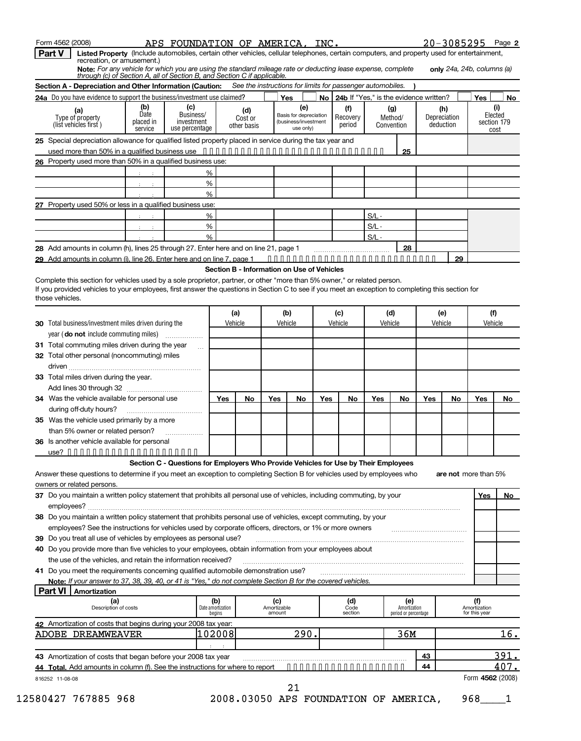Form 4562 (2008) APS FOUNDATION OF AMERICA, INC. 20-3085295 Page **2**

## Part V Listed Property (Include automobiles, certain other vehicles, cellular telephones, certain computers, and property used for entertainment, recreation, or amusement.)

**Note:** *For any vehicle for which you are using the standard mileage rate or deducting lease expense, complete* **only** *24a, 24b, columns (a) through (c) of Section A, all of Section B, and Section C if applicable.*

### Section A - Depreciation and Other Information (Caution: *See the instructions for limits for passenger automobiles.*)

**24a** Do you have evidence to support the business/investment use claimed? Yes No **24b** If "Yes," is the evidence written? Yes No

| (a) Type of property (list vehicles first) | (b) Date placed in service | (c) Business/investment use percentage | (d) Cost or other basis | (e) Basis for depreciation (business/investment use only) | (f) Recovery period | (g) Method/Convention | (h) Depreciation deduction | (i) Elected section 179 cost |
|---|---|---|---|---|---|---|---|---|
| **25** Special depreciation allowance for qualified listed property placed in service during the tax year and used more than 50% in a qualified business use | | | | | | 25 | | |
| **26** Property used more than 50% in a qualified business use: | | | | | | | | |
| | | % | | | | | | |
| | | % | | | | | | |
| | | % | | | | | | |
| **27** Property used 50% or less in a qualified business use: | | | | | | | | |
| | | % | | | | S/L - | | |
| | | % | | | | S/L - | | |
| | | % | | | | S/L - | | |
| **28** Add amounts in column (h), lines 25 through 27. Enter here and on line 21, page 1 | | | | | | 28 | | |
| **29** Add amounts in column (i), line 26. Enter here and on line 7, page 1 | | | | | | | 29 | |

### Section B - Information on Use of Vehicles

Complete this section for vehicles used by a sole proprietor, partner, or other "more than 5% owner," or related person.
If you provided vehicles to your employees, first answer the questions in Section C to see if you meet an exception to completing this section for those vehicles.

| | (a) Vehicle | | (b) Vehicle | | (c) Vehicle | | (d) Vehicle | | (e) Vehicle | | (f) Vehicle | |
|---|---|---|---|---|---|---|---|---|---|---|---|---|
| **30** Total business/investment miles driven during the year (**do not** include commuting miles) | | | | | | | | | | | | |
| **31** Total commuting miles driven during the year | | | | | | | | | | | | |
| **32** Total other personal (noncommuting) miles driven | | | | | | | | | | | | |
| **33** Total miles driven during the year. Add lines 30 through 32 | | | | | | | | | | | | |
| | Yes | No | Yes | No | Yes | No | Yes | No | Yes | No | Yes | No |
| **34** Was the vehicle available for personal use during off-duty hours? | | | | | | | | | | | | |
| **35** Was the vehicle used primarily by a more than 5% owner or related person? | | | | | | | | | | | | |
| **36** Is another vehicle available for personal use? | | | | | | | | | | | | |

### Section C - Questions for Employers Who Provide Vehicles for Use by Their Employees

Answer these questions to determine if you meet an exception to completing Section B for vehicles used by employees who **are not** more than 5% owners or related persons.

| | Yes | No |
|---|---|---|
| **37** Do you maintain a written policy statement that prohibits all personal use of vehicles, including commuting, by your employees? | | |
| **38** Do you maintain a written policy statement that prohibits personal use of vehicles, except commuting, by your employees? See the instructions for vehicles used by corporate officers, directors, or 1% or more owners | | |
| **39** Do you treat all use of vehicles by employees as personal use? | | |
| **40** Do you provide more than five vehicles to your employees, obtain information from your employees about the use of the vehicles, and retain the information received? | | |
| **41** Do you meet the requirements concerning qualified automobile demonstration use? | | |

**Note:** *If your answer to 37, 38, 39, 40, or 41 is "Yes," do not complete Section B for the covered vehicles.*

## Part VI Amortization

| (a) Description of costs | (b) Date amortization begins | (c) Amortizable amount | (d) Code section | (e) Amortization period or percentage | (f) Amortization for this year |
|---|---|---|---|---|---|
| **42** Amortization of costs that begins during your 2008 tax year: | | | | | |
| ADOBE DREAMWEAVER | 102008 | 290. | | 36M | 16. |
| | | | | | |
| **43** Amortization of costs that began before your 2008 tax year | | | | 43 | 391. |
| **44 Total.** Add amounts in column (f). See the instructions for where to report | | | | 44 | 407. |

816252 11-08-08 Form **4562** (2008)

12580427 767885 968 2008.03050 APS FOUNDATION OF AMERICA, 968____1